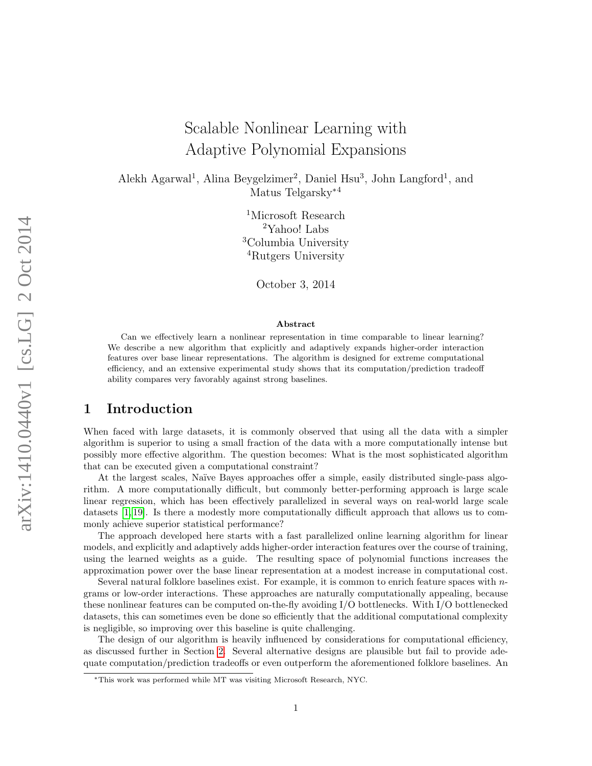# Scalable Nonlinear Learning with Adaptive Polynomial Expansions

Alekh Agarwal[1], Alina Beygelzimer[2], Daniel Hsu[3], John Langford[1], and Matus Telgarsky[*4]

[1]Microsoft Research
[2]Yahoo! Labs
[3]Columbia University
[4]Rutgers University

October 3, 2014

### Abstract

Can we effectively learn a nonlinear representation in time comparable to linear learning? We describe a new algorithm that explicitly and adaptively expands higher-order interaction features over base linear representations. The algorithm is designed for extreme computational efficiency, and an extensive experimental study shows that its computation/prediction tradeoff ability compares very favorably against strong baselines.

## 1 Introduction

When faced with large datasets, it is commonly observed that using all the data with a simpler algorithm is superior to using a small fraction of the data with a more computationally intense but possibly more effective algorithm. The question becomes: What is the most sophisticated algorithm that can be executed given a computational constraint?

At the largest scales, Naïve Bayes approaches offer a simple, easily distributed single-pass algorithm. A more computationally difficult, but commonly better-performing approach is large scale linear regression, which has been effectively parallelized in several ways on real-world large scale datasets [1, 19]. Is there a modestly more computationally difficult approach that allows us to commonly achieve superior statistical performance?

The approach developed here starts with a fast parallelized online learning algorithm for linear models, and explicitly and adaptively adds higher-order interaction features over the course of training, using the learned weights as a guide. The resulting space of polynomial functions increases the approximation power over the base linear representation at a modest increase in computational cost.

Several natural folklore baselines exist. For example, it is common to enrich feature spaces with $n$-grams or low-order interactions. These approaches are naturally computationally appealing, because these nonlinear features can be computed on-the-fly avoiding I/O bottlenecks. With I/O bottlenecked datasets, this can sometimes even be done so efficiently that the additional computational complexity is negligible, so improving over this baseline is quite challenging.

The design of our algorithm is heavily influenced by considerations for computational efficiency, as discussed further in Section 2. Several alternative designs are plausible but fail to provide adequate computation/prediction tradeoffs or even outperform the aforementioned folklore baselines. An

[*]This work was performed while MT was visiting Microsoft Research, NYC.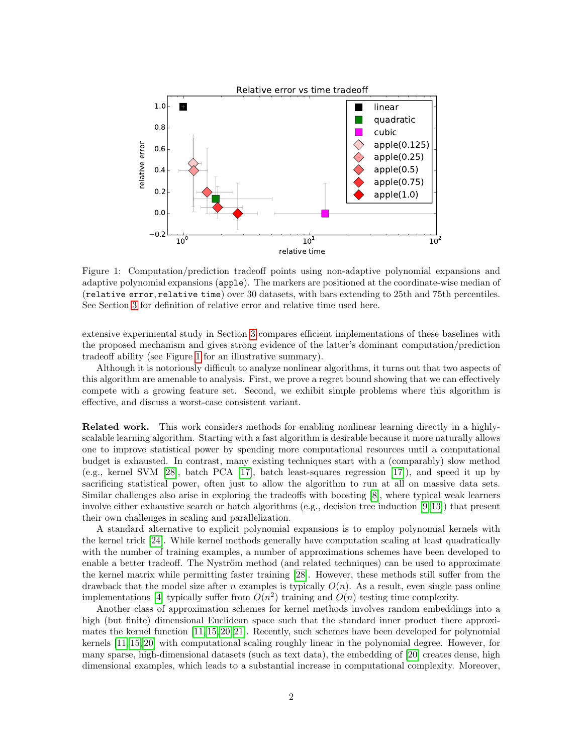Figure 1: Computation/prediction tradeoff points using non-adaptive polynomial expansions and adaptive polynomial expansions (`apple`). The markers are positioned at the coordinate-wise median of (`relative error`, `relative time`) over 30 datasets, with bars extending to 25th and 75th percentiles. See Section 3 for definition of relative error and relative time used here.

extensive experimental study in Section 3 compares efficient implementations of these baselines with the proposed mechanism and gives strong evidence of the latter's dominant computation/prediction tradeoff ability (see Figure 1 for an illustrative summary).

Although it is notoriously difficult to analyze nonlinear algorithms, it turns out that two aspects of this algorithm are amenable to analysis. First, we prove a regret bound showing that we can effectively compete with a growing feature set. Second, we exhibit simple problems where this algorithm is effective, and discuss a worst-case consistent variant.

**Related work.** This work considers methods for enabling nonlinear learning directly in a highly-scalable learning algorithm. Starting with a fast algorithm is desirable because it more naturally allows one to improve statistical power by spending more computational resources until a computational budget is exhausted. In contrast, many existing techniques start with a (comparably) slow method (e.g., kernel SVM [28], batch PCA [17], batch least-squares regression [17]), and speed it up by sacrificing statistical power, often just to allow the algorithm to run at all on massive data sets. Similar challenges also arise in exploring the tradeoffs with boosting [8], where typical weak learners involve either exhaustive search or batch algorithms (e.g., decision tree induction [9, 13]) that present their own challenges in scaling and parallelization.

A standard alternative to explicit polynomial expansions is to employ polynomial kernels with the kernel trick [24]. While kernel methods generally have computation scaling at least quadratically with the number of training examples, a number of approximations schemes have been developed to enable a better tradeoff. The Nyström method (and related techniques) can be used to approximate the kernel matrix while permitting faster training [28]. However, these methods still suffer from the drawback that the model size after $n$ examples is typically $O(n)$. As a result, even single pass online implementations [4] typically suffer from $O(n^2)$ training and $O(n)$ testing time complexity.

Another class of approximation schemes for kernel methods involves random embeddings into a high (but finite) dimensional Euclidean space such that the standard inner product there approximates the kernel function [11, 15, 20, 21]. Recently, such schemes have been developed for polynomial kernels [11, 15, 20] with computational scaling roughly linear in the polynomial degree. However, for many sparse, high-dimensional datasets (such as text data), the embedding of [20] creates dense, high dimensional examples, which leads to a substantial increase in computational complexity. Moreover,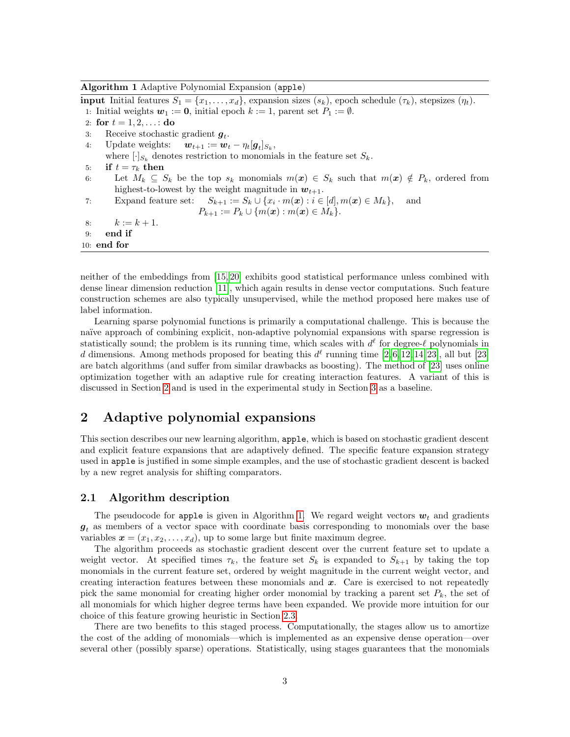**Algorithm 1** Adaptive Polynomial Expansion (`apple`)

**input** Initial features $S_1 = \{x_1, \dots, x_d\}$, expansion sizes $(s_k)$, epoch schedule $(\tau_k)$, stepsizes $(\eta_t)$.

1: Initial weights $\boldsymbol{w}_1 := \boldsymbol{0}$, initial epoch $k := 1$, parent set $P_1 := \emptyset$.
2: **for** $t = 1, 2, \dots$ : **do**
3: Receive stochastic gradient $\boldsymbol{g}_t$.
4: Update weights: $\boldsymbol{w}_{t+1} := \boldsymbol{w}_t - \eta_t [\boldsymbol{g}_t]_{S_k}$,
where $[\cdot]_{S_k}$ denotes restriction to monomials in the feature set $S_k$.
5: **if** $t = \tau_k$ **then**
6: Let $M_k \subseteq S_k$ be the top $s_k$ monomials $m(\boldsymbol{x}) \in S_k$ such that $m(\boldsymbol{x}) \notin P_k$, ordered from highest-to-lowest by the weight magnitude in $\boldsymbol{w}_{t+1}$.
7: Expand feature set: $S_{k+1} := S_k \cup \{x_i \cdot m(\boldsymbol{x}) : i \in [d], m(\boldsymbol{x}) \in M_k\}$, and
$P_{k+1} := P_k \cup \{m(\boldsymbol{x}) : m(\boldsymbol{x}) \in M_k\}$.
8: $k := k + 1$.
9: **end if**
10: **end for**

neither of the embeddings from [15, 20] exhibits good statistical performance unless combined with dense linear dimension reduction [11], which again results in dense vector computations. Such feature construction schemes are also typically unsupervised, while the method proposed here makes use of label information.

Learning sparse polynomial functions is primarily a computational challenge. This is because the naïve approach of combining explicit, non-adaptive polynomial expansions with sparse regression is statistically sound; the problem is its running time, which scales with $d^\ell$ for degree-$\ell$ polynomials in $d$ dimensions. Among methods proposed for beating this $d^\ell$ running time [2, 6, 12, 14, 23], all but [23] are batch algorithms (and suffer from similar drawbacks as boosting). The method of [23] uses online optimization together with an adaptive rule for creating interaction features. A variant of this is discussed in Section 2 and is used in the experimental study in Section 3 as a baseline.

## 2 Adaptive polynomial expansions

This section describes our new learning algorithm, `apple`, which is based on stochastic gradient descent and explicit feature expansions that are adaptively defined. The specific feature expansion strategy used in `apple` is justified in some simple examples, and the use of stochastic gradient descent is backed by a new regret analysis for shifting comparators.

### 2.1 Algorithm description

The pseudocode for `apple` is given in Algorithm 1. We regard weight vectors $\boldsymbol{w}_t$ and gradients $\boldsymbol{g}_t$ as members of a vector space with coordinate basis corresponding to monomials over the base variables $\boldsymbol{x} = (x_1, x_2, \dots, x_d)$, up to some large but finite maximum degree.

The algorithm proceeds as stochastic gradient descent over the current feature set to update a weight vector. At specified times $\tau_k$, the feature set $S_k$ is expanded to $S_{k+1}$ by taking the top monomials in the current feature set, ordered by weight magnitude in the current weight vector, and creating interaction features between these monomials and $\boldsymbol{x}$. Care is exercised to not repeatedly pick the same monomial for creating higher order monomial by tracking a parent set $P_k$, the set of all monomials for which higher degree terms have been expanded. We provide more intuition for our choice of this feature growing heuristic in Section 2.3.

There are two benefits to this staged process. Computationally, the stages allow us to amortize the cost of the adding of monomials—which is implemented as an expensive dense operation—over several other (possibly sparse) operations. Statistically, using stages guarantees that the monomials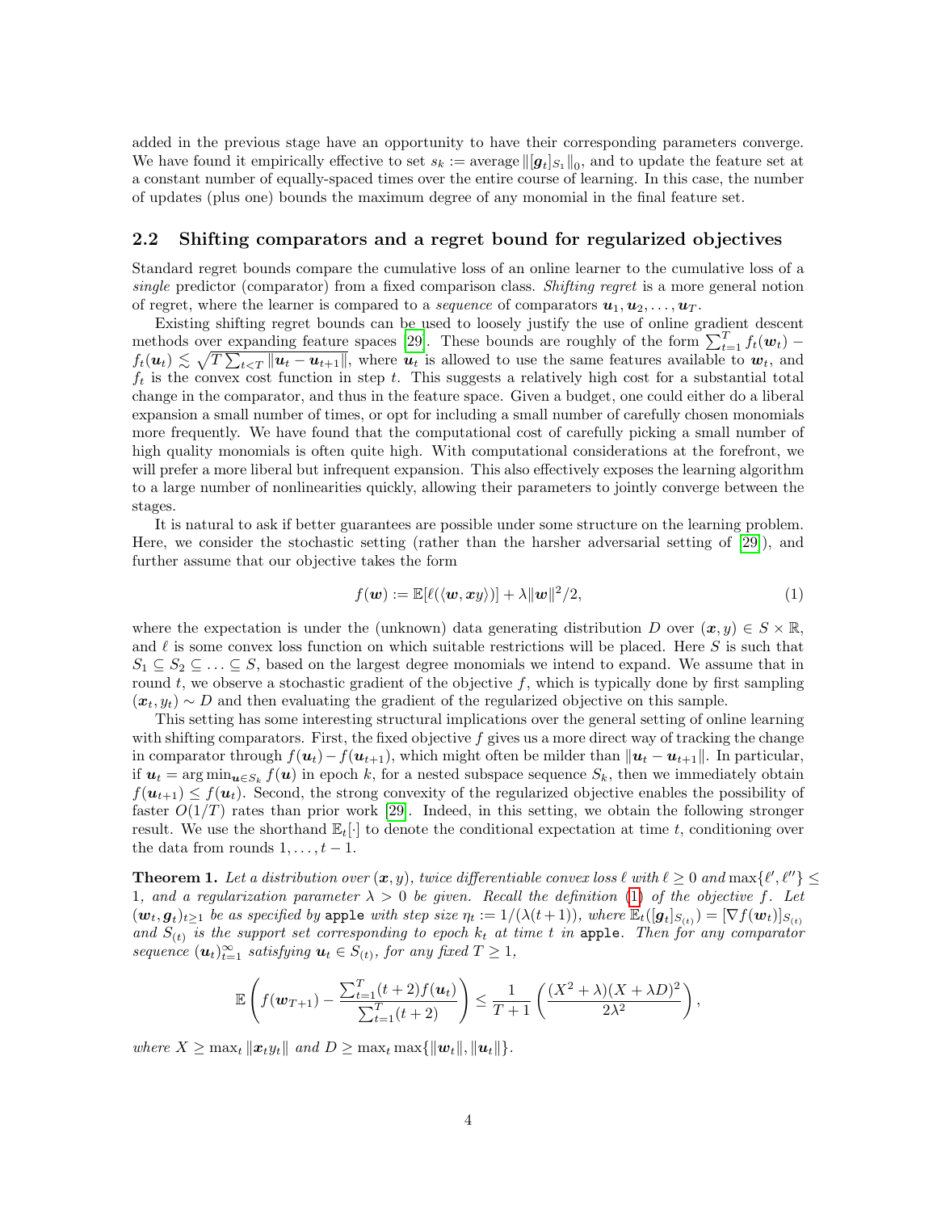added in the previous stage have an opportunity to have their corresponding parameters converge. We have found it empirically effective to set $s_k := \text{average}\,\|[\boldsymbol{g}_t]_{S_1}\|_0$, and to update the feature set at a constant number of equally-spaced times over the entire course of learning. In this case, the number of updates (plus one) bounds the maximum degree of any monomial in the final feature set.

## 2.2 Shifting comparators and a regret bound for regularized objectives

Standard regret bounds compare the cumulative loss of an online learner to the cumulative loss of a *single* predictor (comparator) from a fixed comparison class. *Shifting regret* is a more general notion of regret, where the learner is compared to a *sequence* of comparators $\boldsymbol{u}_1, \boldsymbol{u}_2, \ldots, \boldsymbol{u}_T$.

Existing shifting regret bounds can be used to loosely justify the use of online gradient descent methods over expanding feature spaces [29]. These bounds are roughly of the form $\sum_{t=1}^{T} f_t(\boldsymbol{w}_t) - f_t(\boldsymbol{u}_t) \lesssim \sqrt{T \sum_{t<T} \|\boldsymbol{u}_t - \boldsymbol{u}_{t+1}\|}$, where $\boldsymbol{u}_t$ is allowed to use the same features available to $\boldsymbol{w}_t$, and $f_t$ is the convex cost function in step $t$. This suggests a relatively high cost for a substantial total change in the comparator, and thus in the feature space. Given a budget, one could either do a liberal expansion a small number of times, or opt for including a small number of carefully chosen monomials more frequently. We have found that the computational cost of carefully picking a small number of high quality monomials is often quite high. With computational considerations at the forefront, we will prefer a more liberal but infrequent expansion. This also effectively exposes the learning algorithm to a large number of nonlinearities quickly, allowing their parameters to jointly converge between the stages.

It is natural to ask if better guarantees are possible under some structure on the learning problem. Here, we consider the stochastic setting (rather than the harsher adversarial setting of [29]), and further assume that our objective takes the form

$$f(\boldsymbol{w}) := \mathbb{E}[\ell(\langle \boldsymbol{w}, \boldsymbol{x}y \rangle)] + \lambda \|\boldsymbol{w}\|^2/2, \tag{1}$$

where the expectation is under the (unknown) data generating distribution $D$ over $(\boldsymbol{x}, y) \in S \times \mathbb{R}$, and $\ell$ is some convex loss function on which suitable restrictions will be placed. Here $S$ is such that $S_1 \subseteq S_2 \subseteq \ldots \subseteq S$, based on the largest degree monomials we intend to expand. We assume that in round $t$, we observe a stochastic gradient of the objective $f$, which is typically done by first sampling $(\boldsymbol{x}_t, y_t) \sim D$ and then evaluating the gradient of the regularized objective on this sample.

This setting has some interesting structural implications over the general setting of online learning with shifting comparators. First, the fixed objective $f$ gives us a more direct way of tracking the change in comparator through $f(\boldsymbol{u}_t) - f(\boldsymbol{u}_{t+1})$, which might often be milder than $\|\boldsymbol{u}_t - \boldsymbol{u}_{t+1}\|$. In particular, if $\boldsymbol{u}_t = \arg\min_{\boldsymbol{u} \in S_k} f(\boldsymbol{u})$ in epoch $k$, for a nested subspace sequence $S_k$, then we immediately obtain $f(\boldsymbol{u}_{t+1}) \leq f(\boldsymbol{u}_t)$. Second, the strong convexity of the regularized objective enables the possibility of faster $O(1/T)$ rates than prior work [29]. Indeed, in this setting, we obtain the following stronger result. We use the shorthand $\mathbb{E}_t[\cdot]$ to denote the conditional expectation at time $t$, conditioning over the data from rounds $1, \ldots, t-1$.

**Theorem 1.** *Let a distribution over $(\boldsymbol{x}, y)$, twice differentiable convex loss $\ell$ with $\ell \geq 0$ and $\max\{\ell', \ell''\} \leq 1$, and a regularization parameter $\lambda > 0$ be given. Recall the definition (1) of the objective $f$. Let $(\boldsymbol{w}_t, \boldsymbol{g}_t)_{t \geq 1}$ be as specified by* `apple` *with step size $\eta_t := 1/(\lambda(t+1))$, where $\mathbb{E}_t([\boldsymbol{g}_t]_{S_{(t)}}) = [\nabla f(\boldsymbol{w}_t)]_{S_{(t)}}$ and $S_{(t)}$ is the support set corresponding to epoch $k_t$ at time $t$ in* `apple`*. Then for any comparator sequence $(\boldsymbol{u}_t)_{t=1}^{\infty}$ satisfying $\boldsymbol{u}_t \in S_{(t)}$, for any fixed $T \geq 1$,*

$$\mathbb{E}\left( f(\boldsymbol{w}_{T+1}) - \frac{\sum_{t=1}^{T} (t+2) f(\boldsymbol{u}_t)}{\sum_{t=1}^{T} (t+2)} \right) \leq \frac{1}{T+1} \left( \frac{(X^2 + \lambda)(X + \lambda D)^2}{2\lambda^2} \right),$$

*where $X \geq \max_t \|\boldsymbol{x}_t y_t\|$ and $D \geq \max_t \max\{\|\boldsymbol{w}_t\|, \|\boldsymbol{u}_t\|\}$.*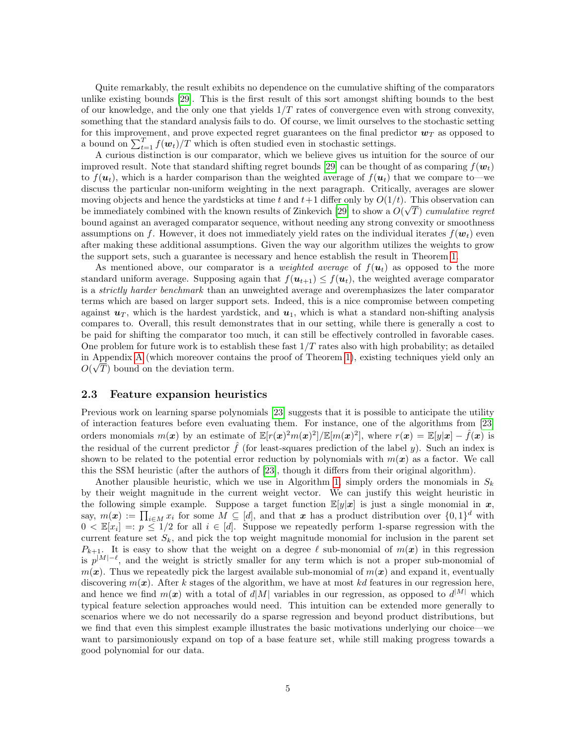Quite remarkably, the result exhibits no dependence on the cumulative shifting of the comparators unlike existing bounds [29]. This is the first result of this sort amongst shifting bounds to the best of our knowledge, and the only one that yields $1/T$ rates of convergence even with strong convexity, something that the standard analysis fails to do. Of course, we limit ourselves to the stochastic setting for this improvement, and prove expected regret guarantees on the final predictor $\boldsymbol{w}_T$ as opposed to a bound on $\sum_{t=1}^{T} f(\boldsymbol{w}_t)/T$ which is often studied even in stochastic settings.

A curious distinction is our comparator, which we believe gives us intuition for the source of our improved result. Note that standard shifting regret bounds [29] can be thought of as comparing $f(\boldsymbol{w}_t)$ to $f(\boldsymbol{u}_t)$, which is a harder comparison than the weighted average of $f(\boldsymbol{u}_t)$ that we compare to—we discuss the particular non-uniform weighting in the next paragraph. Critically, averages are slower moving objects and hence the yardsticks at time $t$ and $t+1$ differ only by $O(1/t)$. This observation can be immediately combined with the known results of Zinkevich [29] to show a $O(\sqrt{T})$ *cumulative regret* bound against an averaged comparator sequence, without needing any strong convexity or smoothness assumptions on $f$. However, it does not immediately yield rates on the individual iterates $f(\boldsymbol{w}_t)$ even after making these additional assumptions. Given the way our algorithm utilizes the weights to grow the support sets, such a guarantee is necessary and hence establish the result in Theorem 1.

As mentioned above, our comparator is a *weighted average* of $f(\boldsymbol{u}_t)$ as opposed to the more standard uniform average. Supposing again that $f(\boldsymbol{u}_{t+1}) \leq f(\boldsymbol{u}_t)$, the weighted average comparator is a *strictly harder benchmark* than an unweighted average and overemphasizes the later comparator terms which are based on larger support sets. Indeed, this is a nice compromise between competing against $\boldsymbol{u}_T$, which is the hardest yardstick, and $\boldsymbol{u}_1$, which is what a standard non-shifting analysis compares to. Overall, this result demonstrates that in our setting, while there is generally a cost to be paid for shifting the comparator too much, it can still be effectively controlled in favorable cases. One problem for future work is to establish these fast $1/T$ rates also with high probability; as detailed in Appendix A (which moreover contains the proof of Theorem 1), existing techniques yield only an $O(\sqrt{T})$ bound on the deviation term.

### 2.3 Feature expansion heuristics

Previous work on learning sparse polynomials [23] suggests that it is possible to anticipate the utility of interaction features before even evaluating them. For instance, one of the algorithms from [23] orders monomials $m(\boldsymbol{x})$ by an estimate of $\mathbb{E}[r(\boldsymbol{x})^2 m(\boldsymbol{x})^2]/\mathbb{E}[m(\boldsymbol{x})^2]$, where $r(\boldsymbol{x}) = \mathbb{E}[y|\boldsymbol{x}] - \hat{f}(\boldsymbol{x})$ is the residual of the current predictor $\hat{f}$ (for least-squares prediction of the label $y$). Such an index is shown to be related to the potential error reduction by polynomials with $m(\boldsymbol{x})$ as a factor. We call this the SSM heuristic (after the authors of [23], though it differs from their original algorithm).

Another plausible heuristic, which we use in Algorithm 1, simply orders the monomials in $S_k$ by their weight magnitude in the current weight vector. We can justify this weight heuristic in the following simple example. Suppose a target function $\mathbb{E}[y|\boldsymbol{x}]$ is just a single monomial in $\boldsymbol{x}$, say, $m(\boldsymbol{x}) := \prod_{i \in M} x_i$ for some $M \subseteq [d]$, and that $\boldsymbol{x}$ has a product distribution over $\{0,1\}^d$ with $0 < \mathbb{E}[x_i] =: p \leq 1/2$ for all $i \in [d]$. Suppose we repeatedly perform 1-sparse regression with the current feature set $S_k$, and pick the top weight magnitude monomial for inclusion in the parent set $P_{k+1}$. It is easy to show that the weight on a degree $\ell$ sub-monomial of $m(\boldsymbol{x})$ in this regression is $p^{|M|-\ell}$, and the weight is strictly smaller for any term which is not a proper sub-monomial of $m(\boldsymbol{x})$. Thus we repeatedly pick the largest available sub-monomial of $m(\boldsymbol{x})$ and expand it, eventually discovering $m(\boldsymbol{x})$. After $k$ stages of the algorithm, we have at most $kd$ features in our regression here, and hence we find $m(\boldsymbol{x})$ with a total of $d|M|$ variables in our regression, as opposed to $d^{|M|}$ which typical feature selection approaches would need. This intuition can be extended more generally to scenarios where we do not necessarily do a sparse regression and beyond product distributions, but we find that even this simplest example illustrates the basic motivations underlying our choice—we want to parsimoniously expand on top of a base feature set, while still making progress towards a good polynomial for our data.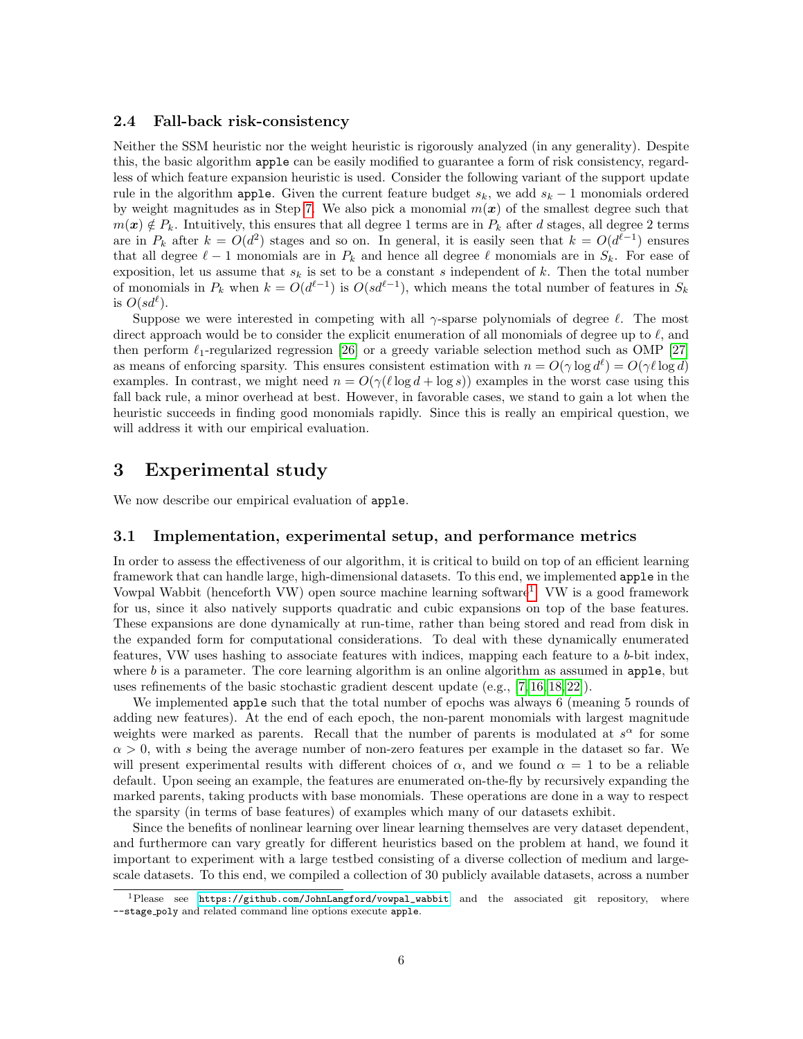### 2.4 Fall-back risk-consistency

Neither the SSM heuristic nor the weight heuristic is rigorously analyzed (in any generality). Despite this, the basic algorithm `apple` can be easily modified to guarantee a form of risk consistency, regardless of which feature expansion heuristic is used. Consider the following variant of the support update rule in the algorithm `apple`. Given the current feature budget $s_k$, we add $s_k - 1$ monomials ordered by weight magnitudes as in Step 7. We also pick a monomial $m(\boldsymbol{x})$ of the smallest degree such that $m(\boldsymbol{x}) \notin P_k$. Intuitively, this ensures that all degree 1 terms are in $P_k$ after $d$ stages, all degree 2 terms are in $P_k$ after $k = O(d^2)$ stages and so on. In general, it is easily seen that $k = O(d^{\ell-1})$ ensures that all degree $\ell - 1$ monomials are in $P_k$ and hence all degree $\ell$ monomials are in $S_k$. For ease of exposition, let us assume that $s_k$ is set to be a constant $s$ independent of $k$. Then the total number of monomials in $P_k$ when $k = O(d^{\ell-1})$ is $O(sd^{\ell-1})$, which means the total number of features in $S_k$ is $O(sd^{\ell})$.

Suppose we were interested in competing with all $\gamma$-sparse polynomials of degree $\ell$. The most direct approach would be to consider the explicit enumeration of all monomials of degree up to $\ell$, and then perform $\ell_1$-regularized regression [26] or a greedy variable selection method such as OMP [27] as means of enforcing sparsity. This ensures consistent estimation with $n = O(\gamma \log d^{\ell}) = O(\gamma \ell \log d)$ examples. In contrast, we might need $n = O(\gamma(\ell \log d + \log s))$ examples in the worst case using this fall back rule, a minor overhead at best. However, in favorable cases, we stand to gain a lot when the heuristic succeeds in finding good monomials rapidly. Since this is really an empirical question, we will address it with our empirical evaluation.

## 3 Experimental study

We now describe our empirical evaluation of `apple`.

### 3.1 Implementation, experimental setup, and performance metrics

In order to assess the effectiveness of our algorithm, it is critical to build on top of an efficient learning framework that can handle large, high-dimensional datasets. To this end, we implemented `apple` in the Vowpal Wabbit (henceforth VW) open source machine learning software[1]. VW is a good framework for us, since it also natively supports quadratic and cubic expansions on top of the base features. These expansions are done dynamically at run-time, rather than being stored and read from disk in the expanded form for computational considerations. To deal with these dynamically enumerated features, VW uses hashing to associate features with indices, mapping each feature to a $b$-bit index, where $b$ is a parameter. The core learning algorithm is an online algorithm as assumed in `apple`, but uses refinements of the basic stochastic gradient descent update (e.g., [7, 16, 18, 22]).

We implemented `apple` such that the total number of epochs was always 6 (meaning 5 rounds of adding new features). At the end of each epoch, the non-parent monomials with largest magnitude weights were marked as parents. Recall that the number of parents is modulated at $s^{\alpha}$ for some $\alpha > 0$, with $s$ being the average number of non-zero features per example in the dataset so far. We will present experimental results with different choices of $\alpha$, and we found $\alpha = 1$ to be a reliable default. Upon seeing an example, the features are enumerated on-the-fly by recursively expanding the marked parents, taking products with base monomials. These operations are done in a way to respect the sparsity (in terms of base features) of examples which many of our datasets exhibit.

Since the benefits of nonlinear learning over linear learning themselves are very dataset dependent, and furthermore can vary greatly for different heuristics based on the problem at hand, we found it important to experiment with a large testbed consisting of a diverse collection of medium and large-scale datasets. To this end, we compiled a collection of 30 publicly available datasets, across a number

[1] Please see https://github.com/JohnLangford/vowpal_wabbit and the associated git repository, where `--stage_poly` and related command line options execute `apple`.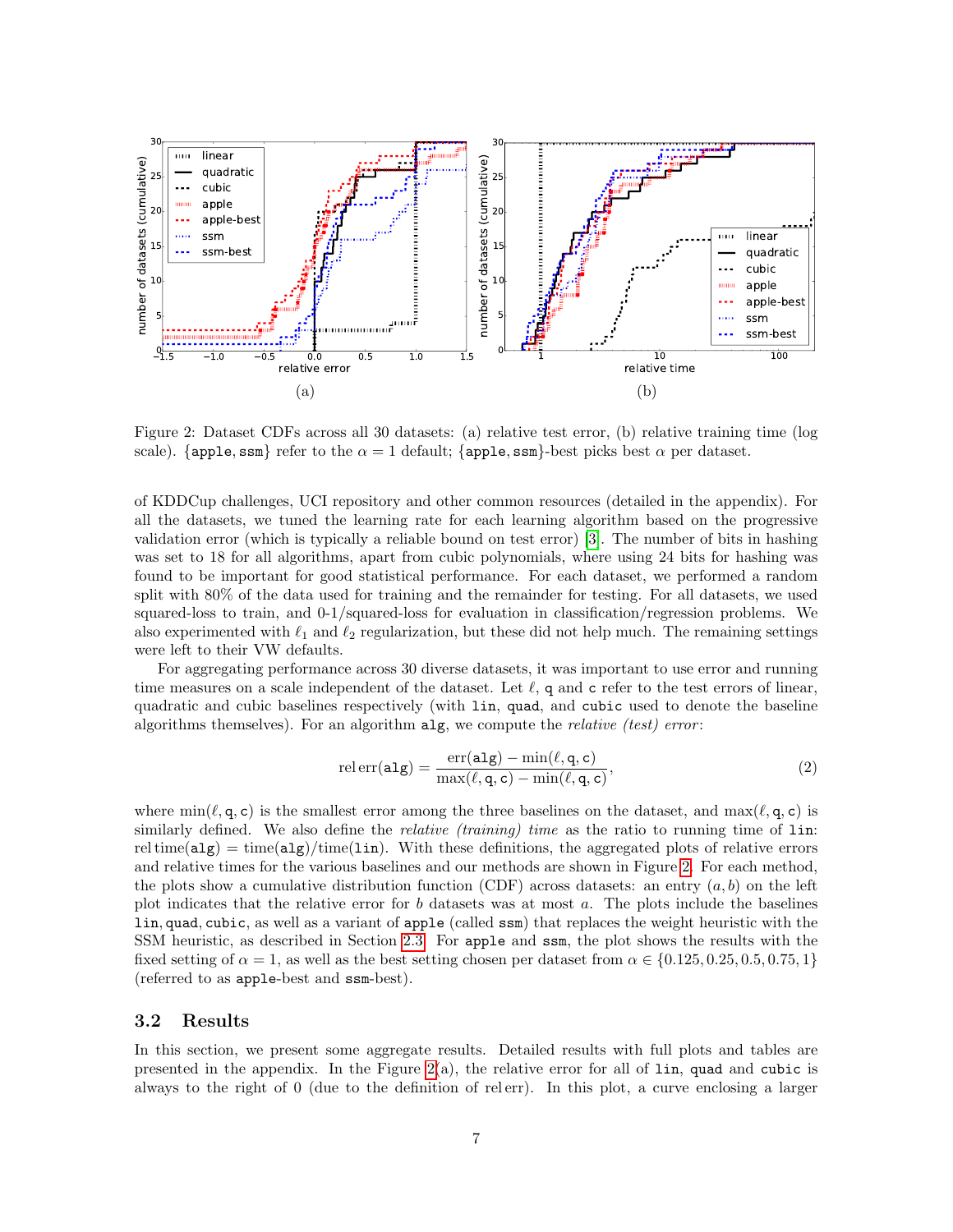Figure 2: Dataset CDFs across all 30 datasets: (a) relative test error, (b) relative training time (log scale). {apple, ssm} refer to the $\alpha = 1$ default; {apple, ssm}-best picks best $\alpha$ per dataset.

of KDDCup challenges, UCI repository and other common resources (detailed in the appendix). For all the datasets, we tuned the learning rate for each learning algorithm based on the progressive validation error (which is typically a reliable bound on test error) [3]. The number of bits in hashing was set to 18 for all algorithms, apart from cubic polynomials, where using 24 bits for hashing was found to be important for good statistical performance. For each dataset, we performed a random split with 80% of the data used for training and the remainder for testing. For all datasets, we used squared-loss to train, and 0-1/squared-loss for evaluation in classification/regression problems. We also experimented with $\ell_1$ and $\ell_2$ regularization, but these did not help much. The remaining settings were left to their VW defaults.

For aggregating performance across 30 diverse datasets, it was important to use error and running time measures on a scale independent of the dataset. Let $\ell$, $\mathtt{q}$ and $\mathtt{c}$ refer to the test errors of linear, quadratic and cubic baselines respectively (with `lin`, `quad`, and `cubic` used to denote the baseline algorithms themselves). For an algorithm `alg`, we compute the *relative (test) error*:

$$\operatorname{rel\,err}(\mathtt{alg}) = \frac{\operatorname{err}(\mathtt{alg}) - \min(\ell, \mathtt{q}, \mathtt{c})}{\max(\ell, \mathtt{q}, \mathtt{c}) - \min(\ell, \mathtt{q}, \mathtt{c})}, \tag{2}$$

where $\min(\ell, \mathtt{q}, \mathtt{c})$ is the smallest error among the three baselines on the dataset, and $\max(\ell, \mathtt{q}, \mathtt{c})$ is similarly defined. We also define the *relative (training) time* as the ratio to running time of `lin`: $\operatorname{rel\,time}(\mathtt{alg}) = \operatorname{time}(\mathtt{alg})/\operatorname{time}(\mathtt{lin})$. With these definitions, the aggregated plots of relative errors and relative times for the various baselines and our methods are shown in Figure 2. For each method, the plots show a cumulative distribution function (CDF) across datasets: an entry $(a, b)$ on the left plot indicates that the relative error for $b$ datasets was at most $a$. The plots include the baselines `lin`, `quad`, `cubic`, as well as a variant of `apple` (called `ssm`) that replaces the weight heuristic with the SSM heuristic, as described in Section 2.3. For `apple` and `ssm`, the plot shows the results with the fixed setting of $\alpha = 1$, as well as the best setting chosen per dataset from $\alpha \in \{0.125, 0.25, 0.5, 0.75, 1\}$ (referred to as `apple`-best and `ssm`-best).

### 3.2 Results

In this section, we present some aggregate results. Detailed results with full plots and tables are presented in the appendix. In the Figure 2(a), the relative error for all of `lin`, `quad` and `cubic` is always to the right of 0 (due to the definition of rel err). In this plot, a curve enclosing a larger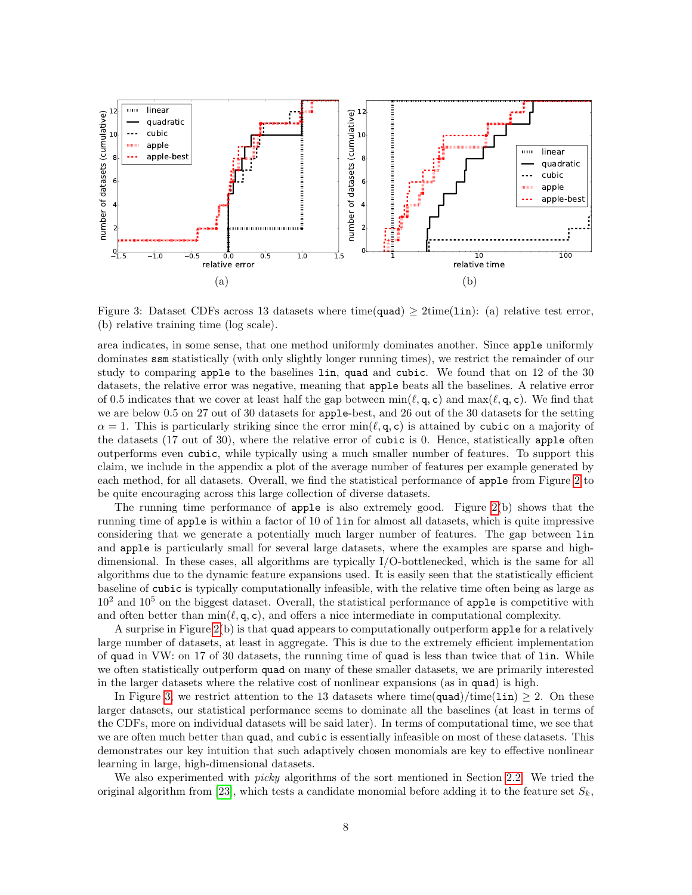Figure 3: Dataset CDFs across 13 datasets where time(`quad`) $\geq$ 2time(`lin`): (a) relative test error, (b) relative training time (log scale).

area indicates, in some sense, that one method uniformly dominates another. Since `apple` uniformly dominates `ssm` statistically (with only slightly longer running times), we restrict the remainder of our study to comparing `apple` to the baselines `lin`, `quad` and `cubic`. We found that on 12 of the 30 datasets, the relative error was negative, meaning that `apple` beats all the baselines. A relative error of 0.5 indicates that we cover at least half the gap between $\min(\ell, \mathtt{q}, \mathtt{c})$ and $\max(\ell, \mathtt{q}, \mathtt{c})$. We find that we are below 0.5 on 27 out of 30 datasets for `apple`-best, and 26 out of the 30 datasets for the setting $\alpha = 1$. This is particularly striking since the error $\min(\ell, \mathtt{q}, \mathtt{c})$ is attained by `cubic` on a majority of the datasets (17 out of 30), where the relative error of `cubic` is 0. Hence, statistically `apple` often outperforms even `cubic`, while typically using a much smaller number of features. To support this claim, we include in the appendix a plot of the average number of features per example generated by each method, for all datasets. Overall, we find the statistical performance of `apple` from Figure 2 to be quite encouraging across this large collection of diverse datasets.

The running time performance of `apple` is also extremely good. Figure 2(b) shows that the running time of `apple` is within a factor of 10 of `lin` for almost all datasets, which is quite impressive considering that we generate a potentially much larger number of features. The gap between `lin` and `apple` is particularly small for several large datasets, where the examples are sparse and high-dimensional. In these cases, all algorithms are typically I/O-bottlenecked, which is the same for all algorithms due to the dynamic feature expansions used. It is easily seen that the statistically efficient baseline of `cubic` is typically computationally infeasible, with the relative time often being as large as $10^2$ and $10^5$ on the biggest dataset. Overall, the statistical performance of `apple` is competitive with and often better than $\min(\ell, \mathtt{q}, \mathtt{c})$, and offers a nice intermediate in computational complexity.

A surprise in Figure 2(b) is that `quad` appears to computationally outperform `apple` for a relatively large number of datasets, at least in aggregate. This is due to the extremely efficient implementation of `quad` in VW: on 17 of 30 datasets, the running time of `quad` is less than twice that of `lin`. While we often statistically outperform `quad` on many of these smaller datasets, we are primarily interested in the larger datasets where the relative cost of nonlinear expansions (as in `quad`) is high.

In Figure 3, we restrict attention to the 13 datasets where time(`quad`)/time(`lin`) $\geq 2$. On these larger datasets, our statistical performance seems to dominate all the baselines (at least in terms of the CDFs, more on individual datasets will be said later). In terms of computational time, we see that we are often much better than `quad`, and `cubic` is essentially infeasible on most of these datasets. This demonstrates our key intuition that such adaptively chosen monomials are key to effective nonlinear learning in large, high-dimensional datasets.

We also experimented with *picky* algorithms of the sort mentioned in Section 2.2. We tried the original algorithm from [23], which tests a candidate monomial before adding it to the feature set $S_k$,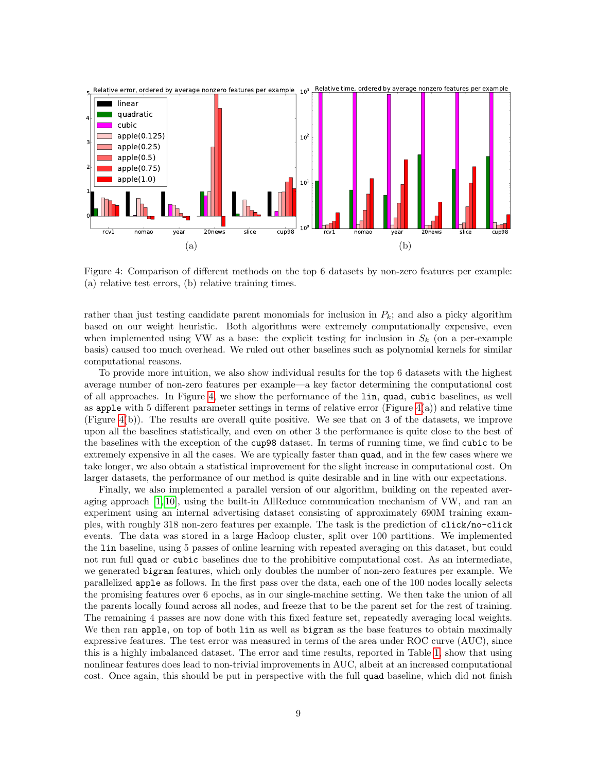Figure 4: Comparison of different methods on the top 6 datasets by non-zero features per example: (a) relative test errors, (b) relative training times.

rather than just testing candidate parent monomials for inclusion in $P_k$; and also a picky algorithm based on our weight heuristic. Both algorithms were extremely computationally expensive, even when implemented using VW as a base: the explicit testing for inclusion in $S_k$ (on a per-example basis) caused too much overhead. We ruled out other baselines such as polynomial kernels for similar computational reasons.

To provide more intuition, we also show individual results for the top 6 datasets with the highest average number of non-zero features per example—a key factor determining the computational cost of all approaches. In Figure 4, we show the performance of the `lin`, `quad`, `cubic` baselines, as well as `apple` with 5 different parameter settings in terms of relative error (Figure 4(a)) and relative time (Figure 4(b)). The results are overall quite positive. We see that on 3 of the datasets, we improve upon all the baselines statistically, and even on other 3 the performance is quite close to the best of the baselines with the exception of the `cup98` dataset. In terms of running time, we find `cubic` to be extremely expensive in all the cases. We are typically faster than `quad`, and in the few cases where we take longer, we also obtain a statistical improvement for the slight increase in computational cost. On larger datasets, the performance of our method is quite desirable and in line with our expectations.

Finally, we also implemented a parallel version of our algorithm, building on the repeated averaging approach [1, 10], using the built-in AllReduce communication mechanism of VW, and ran an experiment using an internal advertising dataset consisting of approximately 690M training examples, with roughly 318 non-zero features per example. The task is the prediction of `click/no-click` events. The data was stored in a large Hadoop cluster, split over 100 partitions. We implemented the `lin` baseline, using 5 passes of online learning with repeated averaging on this dataset, but could not run full `quad` or `cubic` baselines due to the prohibitive computational cost. As an intermediate, we generated `bigram` features, which only doubles the number of non-zero features per example. We parallelized `apple` as follows. In the first pass over the data, each one of the 100 nodes locally selects the promising features over 6 epochs, as in our single-machine setting. We then take the union of all the parents locally found across all nodes, and freeze that to be the parent set for the rest of training. The remaining 4 passes are now done with this fixed feature set, repeatedly averaging local weights. We then ran `apple`, on top of both `lin` as well as `bigram` as the base features to obtain maximally expressive features. The test error was measured in terms of the area under ROC curve (AUC), since this is a highly imbalanced dataset. The error and time results, reported in Table 1, show that using nonlinear features does lead to non-trivial improvements in AUC, albeit at an increased computational cost. Once again, this should be put in perspective with the full `quad` baseline, which did not finish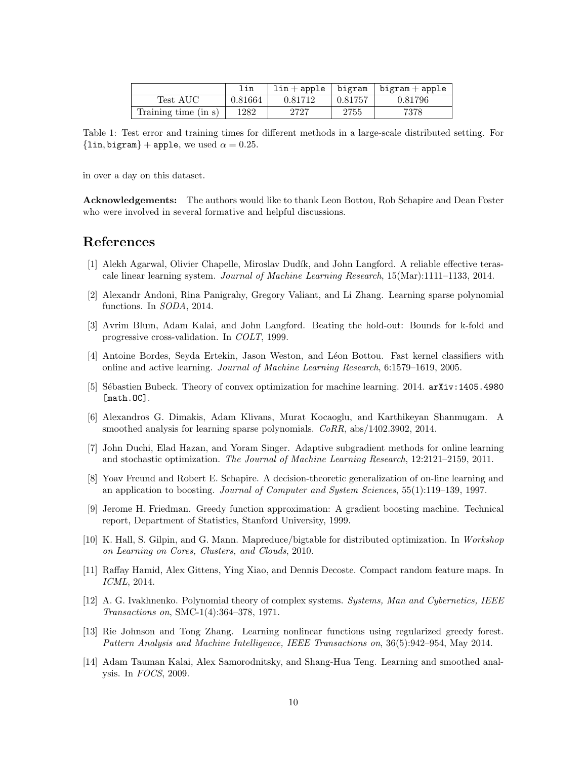| | `lin` | `lin + apple` | `bigram` | `bigram + apple` |
|---|---|---|---|---|
| Test AUC | 0.81664 | 0.81712 | 0.81757 | 0.81796 |
| Training time (in s) | 1282 | 2727 | 2755 | 7378 |

Table 1: Test error and training times for different methods in a large-scale distributed setting. For $\{$`lin`, `bigram`$\}$ + `apple`, we used $\alpha = 0.25$.

in over a day on this dataset.

**Acknowledgements:** The authors would like to thank Leon Bottou, Rob Schapire and Dean Foster who were involved in several formative and helpful discussions.

# References

[1] Alekh Agarwal, Olivier Chapelle, Miroslav Dudík, and John Langford. A reliable effective terascale linear learning system. *Journal of Machine Learning Research*, 15(Mar):1111–1133, 2014.

[2] Alexandr Andoni, Rina Panigrahy, Gregory Valiant, and Li Zhang. Learning sparse polynomial functions. In *SODA*, 2014.

[3] Avrim Blum, Adam Kalai, and John Langford. Beating the hold-out: Bounds for k-fold and progressive cross-validation. In *COLT*, 1999.

[4] Antoine Bordes, Seyda Ertekin, Jason Weston, and Léon Bottou. Fast kernel classifiers with online and active learning. *Journal of Machine Learning Research*, 6:1579–1619, 2005.

[5] Sébastien Bubeck. Theory of convex optimization for machine learning. 2014. `arXiv:1405.4980 [math.OC]`.

[6] Alexandros G. Dimakis, Adam Klivans, Murat Kocaoglu, and Karthikeyan Shanmugam. A smoothed analysis for learning sparse polynomials. *CoRR*, abs/1402.3902, 2014.

[7] John Duchi, Elad Hazan, and Yoram Singer. Adaptive subgradient methods for online learning and stochastic optimization. *The Journal of Machine Learning Research*, 12:2121–2159, 2011.

[8] Yoav Freund and Robert E. Schapire. A decision-theoretic generalization of on-line learning and an application to boosting. *Journal of Computer and System Sciences*, 55(1):119–139, 1997.

[9] Jerome H. Friedman. Greedy function approximation: A gradient boosting machine. Technical report, Department of Statistics, Stanford University, 1999.

[10] K. Hall, S. Gilpin, and G. Mann. Mapreduce/bigtable for distributed optimization. In *Workshop on Learning on Cores, Clusters, and Clouds*, 2010.

[11] Raffay Hamid, Alex Gittens, Ying Xiao, and Dennis Decoste. Compact random feature maps. In *ICML*, 2014.

[12] A. G. Ivakhnenko. Polynomial theory of complex systems. *Systems, Man and Cybernetics, IEEE Transactions on*, SMC-1(4):364–378, 1971.

[13] Rie Johnson and Tong Zhang. Learning nonlinear functions using regularized greedy forest. *Pattern Analysis and Machine Intelligence, IEEE Transactions on*, 36(5):942–954, May 2014.

[14] Adam Tauman Kalai, Alex Samorodnitsky, and Shang-Hua Teng. Learning and smoothed analysis. In *FOCS*, 2009.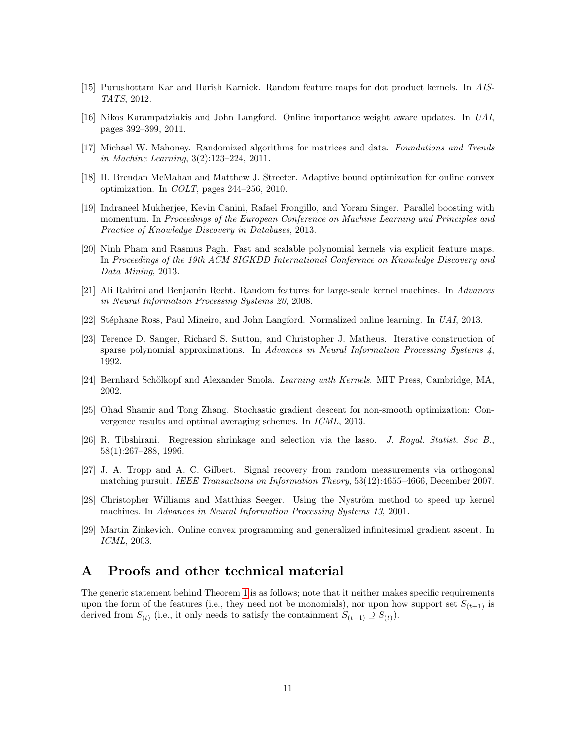[15] Purushottam Kar and Harish Karnick. Random feature maps for dot product kernels. In *AISTATS*, 2012.

[16] Nikos Karampatziakis and John Langford. Online importance weight aware updates. In *UAI*, pages 392–399, 2011.

[17] Michael W. Mahoney. Randomized algorithms for matrices and data. *Foundations and Trends in Machine Learning*, 3(2):123–224, 2011.

[18] H. Brendan McMahan and Matthew J. Streeter. Adaptive bound optimization for online convex optimization. In *COLT*, pages 244–256, 2010.

[19] Indraneel Mukherjee, Kevin Canini, Rafael Frongillo, and Yoram Singer. Parallel boosting with momentum. In *Proceedings of the European Conference on Machine Learning and Principles and Practice of Knowledge Discovery in Databases*, 2013.

[20] Ninh Pham and Rasmus Pagh. Fast and scalable polynomial kernels via explicit feature maps. In *Proceedings of the 19th ACM SIGKDD International Conference on Knowledge Discovery and Data Mining*, 2013.

[21] Ali Rahimi and Benjamin Recht. Random features for large-scale kernel machines. In *Advances in Neural Information Processing Systems 20*, 2008.

[22] Stéphane Ross, Paul Mineiro, and John Langford. Normalized online learning. In *UAI*, 2013.

[23] Terence D. Sanger, Richard S. Sutton, and Christopher J. Matheus. Iterative construction of sparse polynomial approximations. In *Advances in Neural Information Processing Systems 4*, 1992.

[24] Bernhard Schölkopf and Alexander Smola. *Learning with Kernels*. MIT Press, Cambridge, MA, 2002.

[25] Ohad Shamir and Tong Zhang. Stochastic gradient descent for non-smooth optimization: Convergence results and optimal averaging schemes. In *ICML*, 2013.

[26] R. Tibshirani. Regression shrinkage and selection via the lasso. *J. Royal. Statist. Soc B.*, 58(1):267–288, 1996.

[27] J. A. Tropp and A. C. Gilbert. Signal recovery from random measurements via orthogonal matching pursuit. *IEEE Transactions on Information Theory*, 53(12):4655–4666, December 2007.

[28] Christopher Williams and Matthias Seeger. Using the Nyström method to speed up kernel machines. In *Advances in Neural Information Processing Systems 13*, 2001.

[29] Martin Zinkevich. Online convex programming and generalized infinitesimal gradient ascent. In *ICML*, 2003.

# A Proofs and other technical material

The generic statement behind Theorem 1 is as follows; note that it neither makes specific requirements upon the form of the features (i.e., they need not be monomials), nor upon how support set $S_{(t+1)}$ is derived from $S_{(t)}$ (i.e., it only needs to satisfy the containment $S_{(t+1)} \supseteq S_{(t)}$).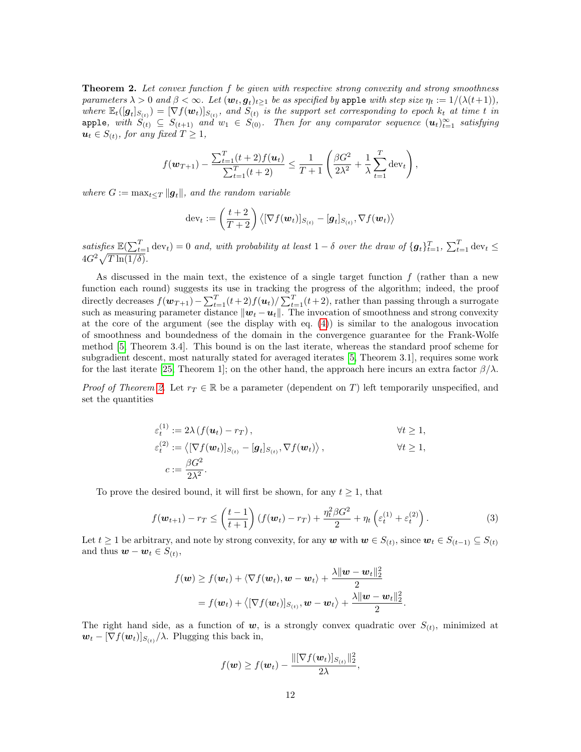**Theorem 2.** *Let convex function $f$ be given with respective strong convexity and strong smoothness parameters $\lambda > 0$ and $\beta < \infty$. Let $(\boldsymbol{w}_t, \boldsymbol{g}_t)_{t\geq 1}$ be as specified by* `apple` *with step size $\eta_t := 1/(\lambda(t+1))$, where $\mathbb{E}_t([\boldsymbol{g}_t]_{S_{(t)}}) = [\nabla f(\boldsymbol{w}_t)]_{S_{(t)}}$, and $S_{(t)}$ is the support set corresponding to epoch $k_t$ at time $t$ in* `apple`*, with $S_{(t)} \subseteq S_{(t+1)}$ and $w_1 \in S_{(0)}$. Then for any comparator sequence $(\boldsymbol{u}_t)_{t=1}^{\infty}$ satisfying $\boldsymbol{u}_t \in S_{(t)}$, for any fixed $T \geq 1$,*

$$
f(\boldsymbol{w}_{T+1}) - \frac{\sum_{t=1}^{T}(t+2)f(\boldsymbol{u}_t)}{\sum_{t=1}^{T}(t+2)} \leq \frac{1}{T+1}\left(\frac{\beta G^2}{2\lambda^2} + \frac{1}{\lambda}\sum_{t=1}^{T}\mathrm{dev}_t\right),
$$

*where $G := \max_{t\leq T}\|\boldsymbol{g}_t\|$, and the random variable*

$$
\mathrm{dev}_t := \left(\frac{t+2}{T+2}\right)\left\langle[\nabla f(\boldsymbol{w}_t)]_{S_{(t)}} - [\boldsymbol{g}_t]_{S_{(t)}}, \nabla f(\boldsymbol{w}_t)\right\rangle
$$

*satisfies $\mathbb{E}(\sum_{t=1}^{T}\mathrm{dev}_t) = 0$ and, with probability at least $1-\delta$ over the draw of $\{\boldsymbol{g}_t\}_{t=1}^{T}$, $\sum_{t=1}^{T}\mathrm{dev}_t \leq 4G^2\sqrt{T\ln(1/\delta)}$.*

As discussed in the main text, the existence of a single target function $f$ (rather than a new function each round) suggests its use in tracking the progress of the algorithm; indeed, the proof directly decreases $f(\boldsymbol{w}_{T+1}) - \sum_{t=1}^{T}(t+2)f(\boldsymbol{u}_t)/\sum_{t=1}^{T}(t+2)$, rather than passing through a surrogate such as measuring parameter distance $\|\boldsymbol{w}_t - \boldsymbol{u}_t\|$. The invocation of smoothness and strong convexity at the core of the argument (see the display with eq. (4)) is similar to the analogous invocation of smoothness and boundedness of the domain in the convergence guarantee for the Frank-Wolfe method [5, Theorem 3.4]. This bound is on the last iterate, whereas the standard proof scheme for subgradient descent, most naturally stated for averaged iterates [5, Theorem 3.1], requires some work for the last iterate [25, Theorem 1]; on the other hand, the approach here incurs an extra factor $\beta/\lambda$.

*Proof of Theorem 2.* Let $r_T \in \mathbb{R}$ be a parameter (dependent on $T$) left temporarily unspecified, and set the quantities

$$
\begin{aligned}
\varepsilon_t^{(1)} &:= 2\lambda\left(f(\boldsymbol{u}_t) - r_T\right), && \forall t \geq 1,\\
\varepsilon_t^{(2)} &:= \left\langle[\nabla f(\boldsymbol{w}_t)]_{S_{(t)}} - [\boldsymbol{g}_t]_{S_{(t)}}, \nabla f(\boldsymbol{w}_t)\right\rangle, && \forall t \geq 1,\\
c &:= \frac{\beta G^2}{2\lambda^2}.
\end{aligned}
$$

To prove the desired bound, it will first be shown, for any $t \geq 1$, that

$$
f(\boldsymbol{w}_{t+1}) - r_T \leq \left(\frac{t-1}{t+1}\right)\left(f(\boldsymbol{w}_t) - r_T\right) + \frac{\eta_t^2\beta G^2}{2} + \eta_t\left(\varepsilon_t^{(1)} + \varepsilon_t^{(2)}\right). \tag{3}
$$

Let $t \geq 1$ be arbitrary, and note by strong convexity, for any $\boldsymbol{w}$ with $\boldsymbol{w} \in S_{(t)}$, since $\boldsymbol{w}_t \in S_{(t-1)} \subseteq S_{(t)}$ and thus $\boldsymbol{w} - \boldsymbol{w}_t \in S_{(t)}$,

$$
\begin{aligned}
f(\boldsymbol{w}) &\geq f(\boldsymbol{w}_t) + \langle\nabla f(\boldsymbol{w}_t), \boldsymbol{w} - \boldsymbol{w}_t\rangle + \frac{\lambda\|\boldsymbol{w} - \boldsymbol{w}_t\|_2^2}{2}\\
&= f(\boldsymbol{w}_t) + \left\langle[\nabla f(\boldsymbol{w}_t)]_{S_{(t)}}, \boldsymbol{w} - \boldsymbol{w}_t\right\rangle + \frac{\lambda\|\boldsymbol{w} - \boldsymbol{w}_t\|_2^2}{2}.
\end{aligned}
$$

The right hand side, as a function of $\boldsymbol{w}$, is a strongly convex quadratic over $S_{(t)}$, minimized at $\boldsymbol{w}_t - [\nabla f(\boldsymbol{w}_t)]_{S_{(t)}}/\lambda$. Plugging this back in,

$$
f(\boldsymbol{w}) \geq f(\boldsymbol{w}_t) - \frac{\|[\nabla f(\boldsymbol{w}_t)]_{S_{(t)}}\|_2^2}{2\lambda},
$$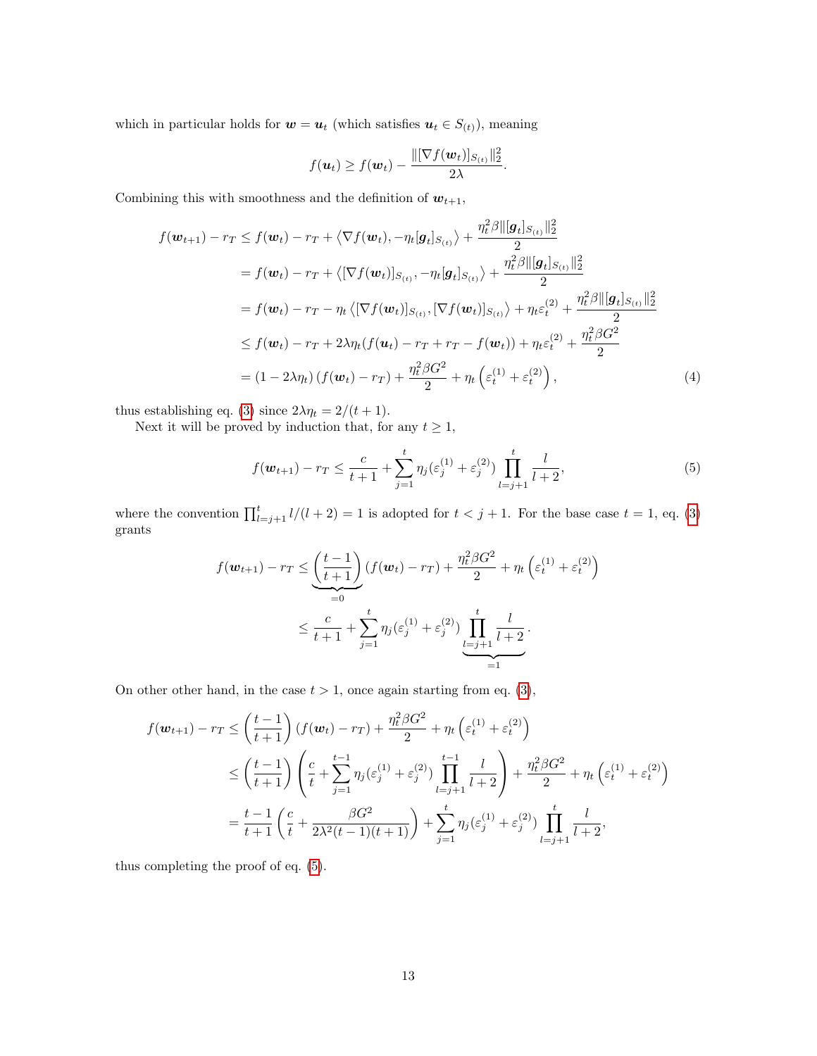which in particular holds for $\boldsymbol{w} = \boldsymbol{u}_t$ (which satisfies $\boldsymbol{u}_t \in S_{(t)}$), meaning

$$f(\boldsymbol{u}_t) \geq f(\boldsymbol{w}_t) - \frac{\|[\nabla f(\boldsymbol{w}_t)]_{S_{(t)}}\|_2^2}{2\lambda}.$$

Combining this with smoothness and the definition of $\boldsymbol{w}_{t+1}$,

$$\begin{aligned}
f(\boldsymbol{w}_{t+1}) - r_T &\leq f(\boldsymbol{w}_t) - r_T + \left\langle \nabla f(\boldsymbol{w}_t), -\eta_t [\boldsymbol{g}_t]_{S_{(t)}} \right\rangle + \frac{\eta_t^2 \beta \|[\boldsymbol{g}_t]_{S_{(t)}}\|_2^2}{2} \\
&= f(\boldsymbol{w}_t) - r_T + \left\langle [\nabla f(\boldsymbol{w}_t)]_{S_{(t)}}, -\eta_t [\boldsymbol{g}_t]_{S_{(t)}} \right\rangle + \frac{\eta_t^2 \beta \|[\boldsymbol{g}_t]_{S_{(t)}}\|_2^2}{2} \\
&= f(\boldsymbol{w}_t) - r_T - \eta_t \left\langle [\nabla f(\boldsymbol{w}_t)]_{S_{(t)}}, [\nabla f(\boldsymbol{w}_t)]_{S_{(t)}} \right\rangle + \eta_t \varepsilon_t^{(2)} + \frac{\eta_t^2 \beta \|[\boldsymbol{g}_t]_{S_{(t)}}\|_2^2}{2} \\
&\leq f(\boldsymbol{w}_t) - r_T + 2\lambda\eta_t (f(\boldsymbol{u}_t) - r_T + r_T - f(\boldsymbol{w}_t)) + \eta_t \varepsilon_t^{(2)} + \frac{\eta_t^2 \beta G^2}{2} \\
&= (1 - 2\lambda\eta_t)\,(f(\boldsymbol{w}_t) - r_T) + \frac{\eta_t^2 \beta G^2}{2} + \eta_t \left( \varepsilon_t^{(1)} + \varepsilon_t^{(2)} \right),
\end{aligned} \tag{4}$$

thus establishing eq. (3) since $2\lambda\eta_t = 2/(t+1)$.

Next it will be proved by induction that, for any $t \geq 1$,

$$f(\boldsymbol{w}_{t+1}) - r_T \leq \frac{c}{t+1} + \sum_{j=1}^{t} \eta_j (\varepsilon_j^{(1)} + \varepsilon_j^{(2)}) \prod_{l=j+1}^{t} \frac{l}{l+2}, \tag{5}$$

where the convention $\prod_{l=j+1}^{t} l/(l+2) = 1$ is adopted for $t < j+1$. For the base case $t = 1$, eq. (3) grants

$$\begin{aligned}
f(\boldsymbol{w}_{t+1}) - r_T &\leq \underbrace{\left( \frac{t-1}{t+1} \right)}_{=0} (f(\boldsymbol{w}_t) - r_T) + \frac{\eta_t^2 \beta G^2}{2} + \eta_t \left( \varepsilon_t^{(1)} + \varepsilon_t^{(2)} \right) \\
&\leq \frac{c}{t+1} + \sum_{j=1}^{t} \eta_j (\varepsilon_j^{(1)} + \varepsilon_j^{(2)}) \underbrace{\prod_{l=j+1}^{t} \frac{l}{l+2}}_{=1}.
\end{aligned}$$

On other other hand, in the case $t > 1$, once again starting from eq. (3),

$$\begin{aligned}
f(\boldsymbol{w}_{t+1}) - r_T &\leq \left( \frac{t-1}{t+1} \right) (f(\boldsymbol{w}_t) - r_T) + \frac{\eta_t^2 \beta G^2}{2} + \eta_t \left( \varepsilon_t^{(1)} + \varepsilon_t^{(2)} \right) \\
&\leq \left( \frac{t-1}{t+1} \right) \left( \frac{c}{t} + \sum_{j=1}^{t-1} \eta_j (\varepsilon_j^{(1)} + \varepsilon_j^{(2)}) \prod_{l=j+1}^{t-1} \frac{l}{l+2} \right) + \frac{\eta_t^2 \beta G^2}{2} + \eta_t \left( \varepsilon_t^{(1)} + \varepsilon_t^{(2)} \right) \\
&= \frac{t-1}{t+1} \left( \frac{c}{t} + \frac{\beta G^2}{2\lambda^2 (t-1)(t+1)} \right) + \sum_{j=1}^{t} \eta_j (\varepsilon_j^{(1)} + \varepsilon_j^{(2)}) \prod_{l=j+1}^{t} \frac{l}{l+2},
\end{aligned}$$

thus completing the proof of eq. (5).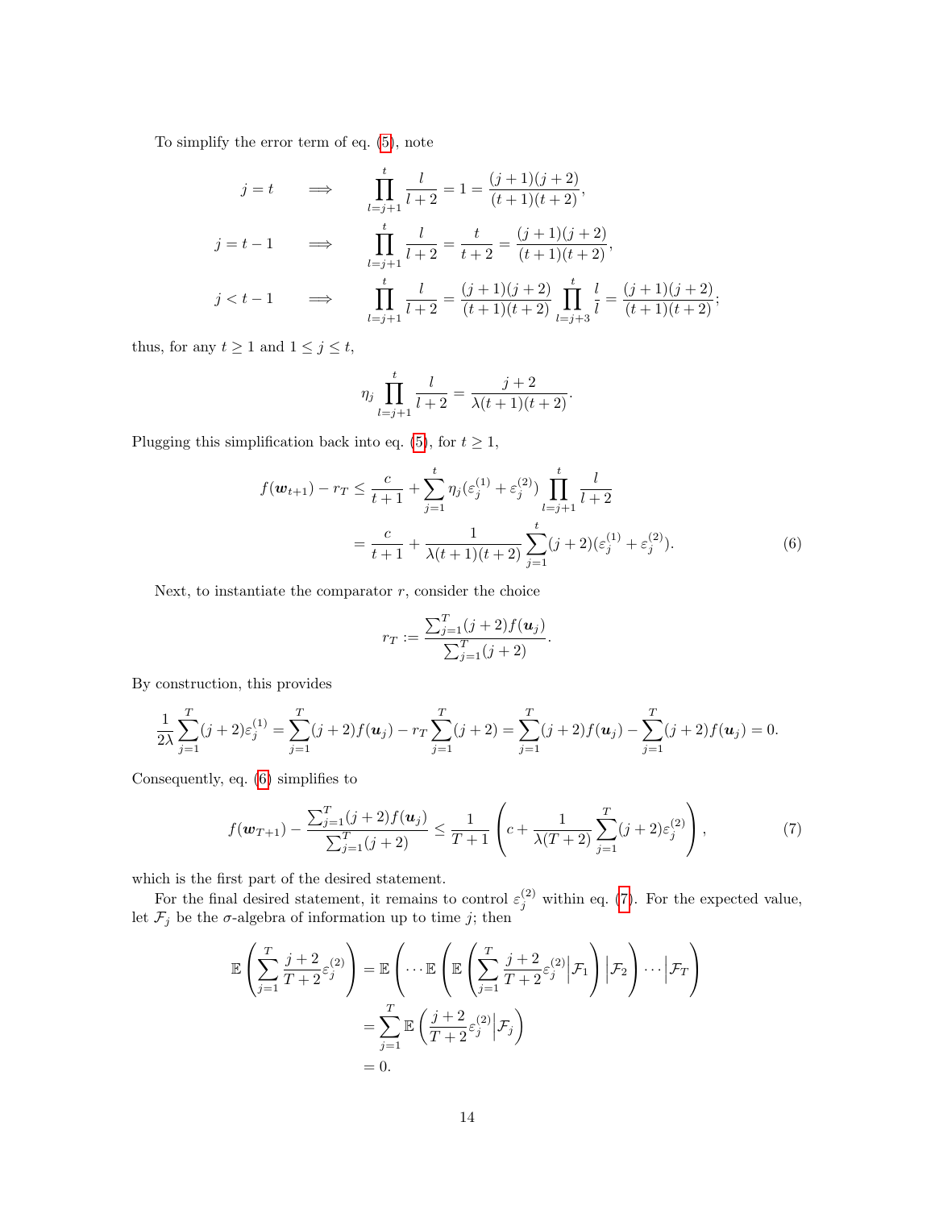To simplify the error term of eq. (5), note

$$
\begin{aligned}
j = t \qquad &\implies \qquad \prod_{l=j+1}^{t} \frac{l}{l+2} = 1 = \frac{(j+1)(j+2)}{(t+1)(t+2)}, \\
j = t-1 \qquad &\implies \qquad \prod_{l=j+1}^{t} \frac{l}{l+2} = \frac{t}{t+2} = \frac{(j+1)(j+2)}{(t+1)(t+2)}, \\
j < t-1 \qquad &\implies \qquad \prod_{l=j+1}^{t} \frac{l}{l+2} = \frac{(j+1)(j+2)}{(t+1)(t+2)} \prod_{l=j+3}^{t} \frac{l}{l} = \frac{(j+1)(j+2)}{(t+1)(t+2)};
\end{aligned}
$$

thus, for any $t \geq 1$ and $1 \leq j \leq t$,

$$
\eta_j \prod_{l=j+1}^{t} \frac{l}{l+2} = \frac{j+2}{\lambda(t+1)(t+2)}.
$$

Plugging this simplification back into eq. (5), for $t \geq 1$,

$$
\begin{aligned}
f(\boldsymbol{w}_{t+1}) - r_T &\leq \frac{c}{t+1} + \sum_{j=1}^{t} \eta_j (\varepsilon_j^{(1)} + \varepsilon_j^{(2)}) \prod_{l=j+1}^{t} \frac{l}{l+2} \\
&= \frac{c}{t+1} + \frac{1}{\lambda(t+1)(t+2)} \sum_{j=1}^{t} (j+2)(\varepsilon_j^{(1)} + \varepsilon_j^{(2)}). \qquad (6)
\end{aligned}
$$

Next, to instantiate the comparator $r$, consider the choice

$$
r_T := \frac{\sum_{j=1}^{T} (j+2) f(\boldsymbol{u}_j)}{\sum_{j=1}^{T} (j+2)}.
$$

By construction, this provides

$$
\frac{1}{2\lambda} \sum_{j=1}^{T} (j+2)\varepsilon_j^{(1)} = \sum_{j=1}^{T} (j+2) f(\boldsymbol{u}_j) - r_T \sum_{j=1}^{T} (j+2) = \sum_{j=1}^{T} (j+2) f(\boldsymbol{u}_j) - \sum_{j=1}^{T} (j+2) f(\boldsymbol{u}_j) = 0.
$$

Consequently, eq. (6) simplifies to

$$
f(\boldsymbol{w}_{T+1}) - \frac{\sum_{j=1}^{T} (j+2) f(\boldsymbol{u}_j)}{\sum_{j=1}^{T} (j+2)} \leq \frac{1}{T+1} \left( c + \frac{1}{\lambda(T+2)} \sum_{j=1}^{T} (j+2) \varepsilon_j^{(2)} \right), \qquad (7)
$$

which is the first part of the desired statement.

For the final desired statement, it remains to control $\varepsilon_j^{(2)}$ within eq. (7). For the expected value, let $\mathcal{F}_j$ be the $\sigma$-algebra of information up to time $j$; then

$$
\begin{aligned}
\mathbb{E}\left( \sum_{j=1}^{T} \frac{j+2}{T+2} \varepsilon_j^{(2)} \right) &= \mathbb{E}\left( \cdots \mathbb{E}\left( \mathbb{E}\left( \sum_{j=1}^{T} \frac{j+2}{T+2} \varepsilon_j^{(2)} \Big| \mathcal{F}_1 \right) \Big| \mathcal{F}_2 \right) \cdots \Big| \mathcal{F}_T \right) \\
&= \sum_{j=1}^{T} \mathbb{E}\left( \frac{j+2}{T+2} \varepsilon_j^{(2)} \Big| \mathcal{F}_j \right) \\
&= 0.
\end{aligned}
$$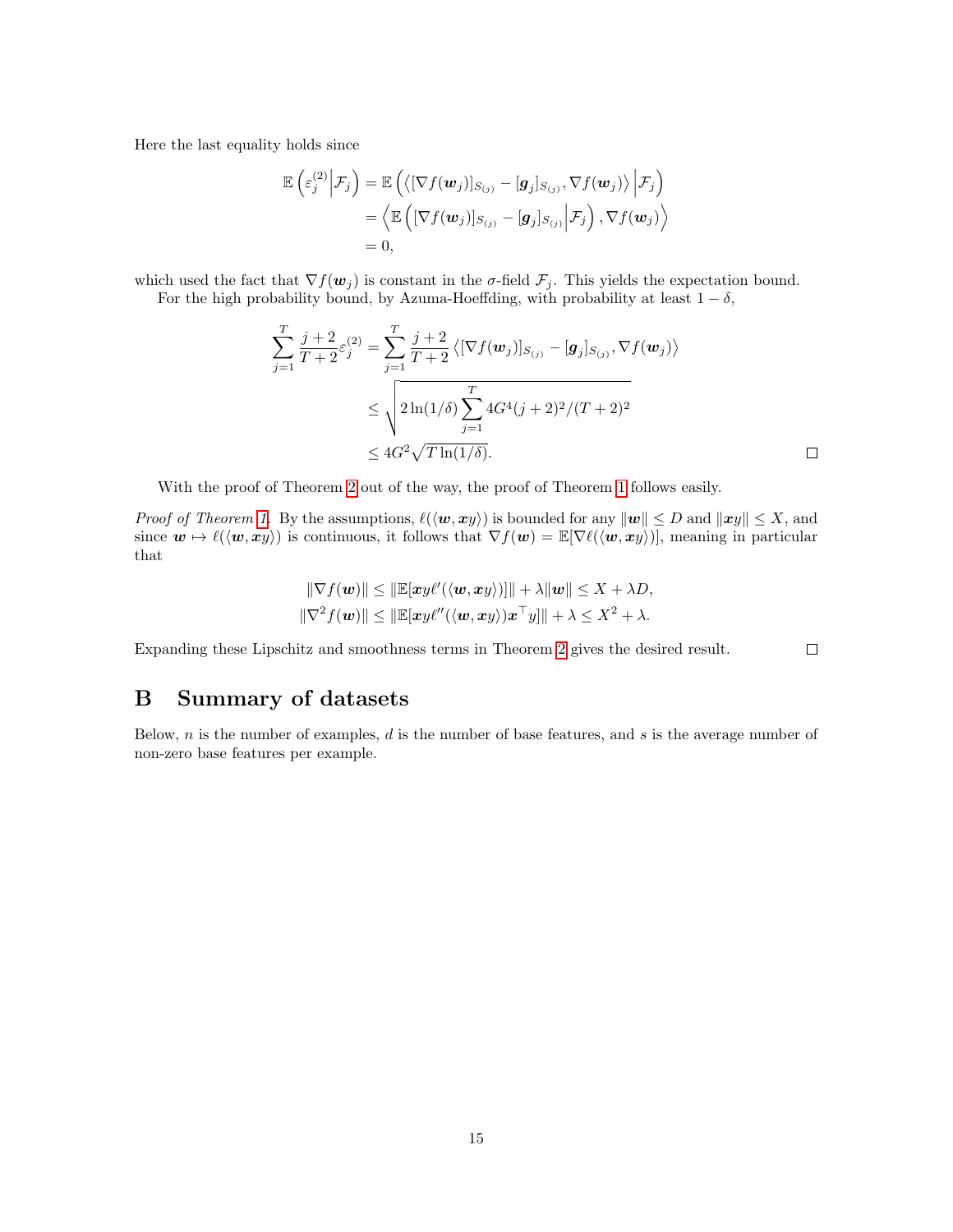Here the last equality holds since

$$
\begin{aligned}
\mathbb{E}\left(\varepsilon_j^{(2)} \middle| \mathcal{F}_j\right) &= \mathbb{E}\left(\left\langle [\nabla f(\boldsymbol{w}_j)]_{S_{(j)}} - [\boldsymbol{g}_j]_{S_{(j)}}, \nabla f(\boldsymbol{w}_j)\right\rangle \middle| \mathcal{F}_j\right) \\
&= \left\langle \mathbb{E}\left([\nabla f(\boldsymbol{w}_j)]_{S_{(j)}} - [\boldsymbol{g}_j]_{S_{(j)}} \middle| \mathcal{F}_j\right), \nabla f(\boldsymbol{w}_j)\right\rangle \\
&= 0,
\end{aligned}
$$

which used the fact that $\nabla f(\boldsymbol{w}_j)$ is constant in the $\sigma$-field $\mathcal{F}_j$. This yields the expectation bound.

For the high probability bound, by Azuma-Hoeffding, with probability at least $1 - \delta$,

$$
\begin{aligned}
\sum_{j=1}^{T} \frac{j+2}{T+2} \varepsilon_j^{(2)} &= \sum_{j=1}^{T} \frac{j+2}{T+2} \left\langle [\nabla f(\boldsymbol{w}_j)]_{S_{(j)}} - [\boldsymbol{g}_j]_{S_{(j)}}, \nabla f(\boldsymbol{w}_j)\right\rangle \\
&\leq \sqrt{2\ln(1/\delta) \sum_{j=1}^{T} 4G^4 (j+2)^2/(T+2)^2} \\
&\leq 4G^2 \sqrt{T \ln(1/\delta)}.
\end{aligned}
$$

□

With the proof of Theorem 2 out of the way, the proof of Theorem 1 follows easily.

*Proof of Theorem 1.* By the assumptions, $\ell(\langle \boldsymbol{w}, \boldsymbol{x}y\rangle)$ is bounded for any $\|\boldsymbol{w}\| \leq D$ and $\|\boldsymbol{x}y\| \leq X$, and since $\boldsymbol{w} \mapsto \ell(\langle \boldsymbol{w}, \boldsymbol{x}y\rangle)$ is continuous, it follows that $\nabla f(\boldsymbol{w}) = \mathbb{E}[\nabla \ell(\langle \boldsymbol{w}, \boldsymbol{x}y\rangle)]$, meaning in particular that

$$
\begin{aligned}
\|\nabla f(\boldsymbol{w})\| &\leq \|\mathbb{E}[\boldsymbol{x}y\ell'(\langle \boldsymbol{w}, \boldsymbol{x}y\rangle)]\| + \lambda\|\boldsymbol{w}\| \leq X + \lambda D, \\
\|\nabla^2 f(\boldsymbol{w})\| &\leq \|\mathbb{E}[\boldsymbol{x}y\ell''(\langle \boldsymbol{w}, \boldsymbol{x}y\rangle)\boldsymbol{x}^\top y]\| + \lambda \leq X^2 + \lambda.
\end{aligned}
$$

Expanding these Lipschitz and smoothness terms in Theorem 2 gives the desired result. □

## B Summary of datasets

Below, $n$ is the number of examples, $d$ is the number of base features, and $s$ is the average number of non-zero base features per example.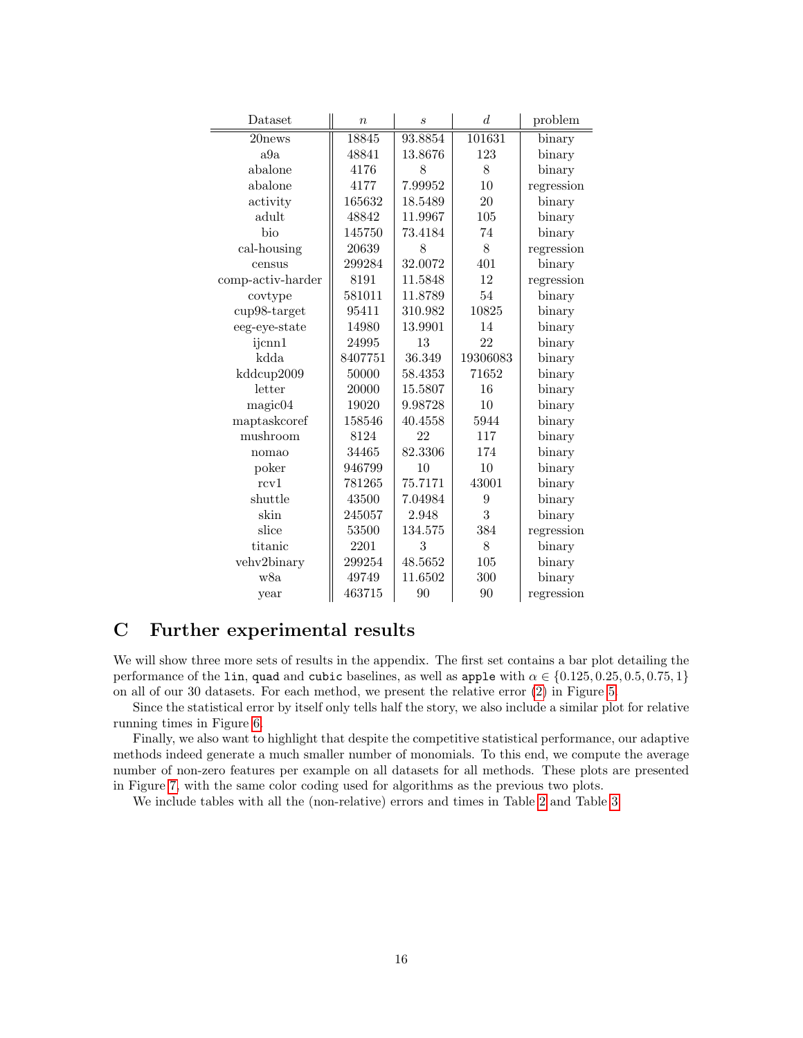| Dataset | $n$ | $s$ | $d$ | problem |
|---|---|---|---|---|
| 20news | 18845 | 93.8854 | 101631 | binary |
| a9a | 48841 | 13.8676 | 123 | binary |
| abalone | 4176 | 8 | 8 | binary |
| abalone | 4177 | 7.99952 | 10 | regression |
| activity | 165632 | 18.5489 | 20 | binary |
| adult | 48842 | 11.9967 | 105 | binary |
| bio | 145750 | 73.4184 | 74 | binary |
| cal-housing | 20639 | 8 | 8 | regression |
| census | 299284 | 32.0072 | 401 | binary |
| comp-activ-harder | 8191 | 11.5848 | 12 | regression |
| covtype | 581011 | 11.8789 | 54 | binary |
| cup98-target | 95411 | 310.982 | 10825 | binary |
| eeg-eye-state | 14980 | 13.9901 | 14 | binary |
| ijcnn1 | 24995 | 13 | 22 | binary |
| kdda | 8407751 | 36.349 | 19306083 | binary |
| kddcup2009 | 50000 | 58.4353 | 71652 | binary |
| letter | 20000 | 15.5807 | 16 | binary |
| magic04 | 19020 | 9.98728 | 10 | binary |
| maptaskcoref | 158546 | 40.4558 | 5944 | binary |
| mushroom | 8124 | 22 | 117 | binary |
| nomao | 34465 | 82.3306 | 174 | binary |
| poker | 946799 | 10 | 10 | binary |
| rcv1 | 781265 | 75.7171 | 43001 | binary |
| shuttle | 43500 | 7.04984 | 9 | binary |
| skin | 245057 | 2.948 | 3 | binary |
| slice | 53500 | 134.575 | 384 | regression |
| titanic | 2201 | 3 | 8 | binary |
| vehv2binary | 299254 | 48.5652 | 105 | binary |
| w8a | 49749 | 11.6502 | 300 | binary |
| year | 463715 | 90 | 90 | regression |

# C Further experimental results

We will show three more sets of results in the appendix. The first set contains a bar plot detailing the performance of the `lin`, `quad` and `cubic` baselines, as well as `apple` with $\alpha \in \{0.125, 0.25, 0.5, 0.75, 1\}$ on all of our 30 datasets. For each method, we present the relative error (2) in Figure 5.

Since the statistical error by itself only tells half the story, we also include a similar plot for relative running times in Figure 6.

Finally, we also want to highlight that despite the competitive statistical performance, our adaptive methods indeed generate a much smaller number of monomials. To this end, we compute the average number of non-zero features per example on all datasets for all methods. These plots are presented in Figure 7, with the same color coding used for algorithms as the previous two plots.

We include tables with all the (non-relative) errors and times in Table 2 and Table 3.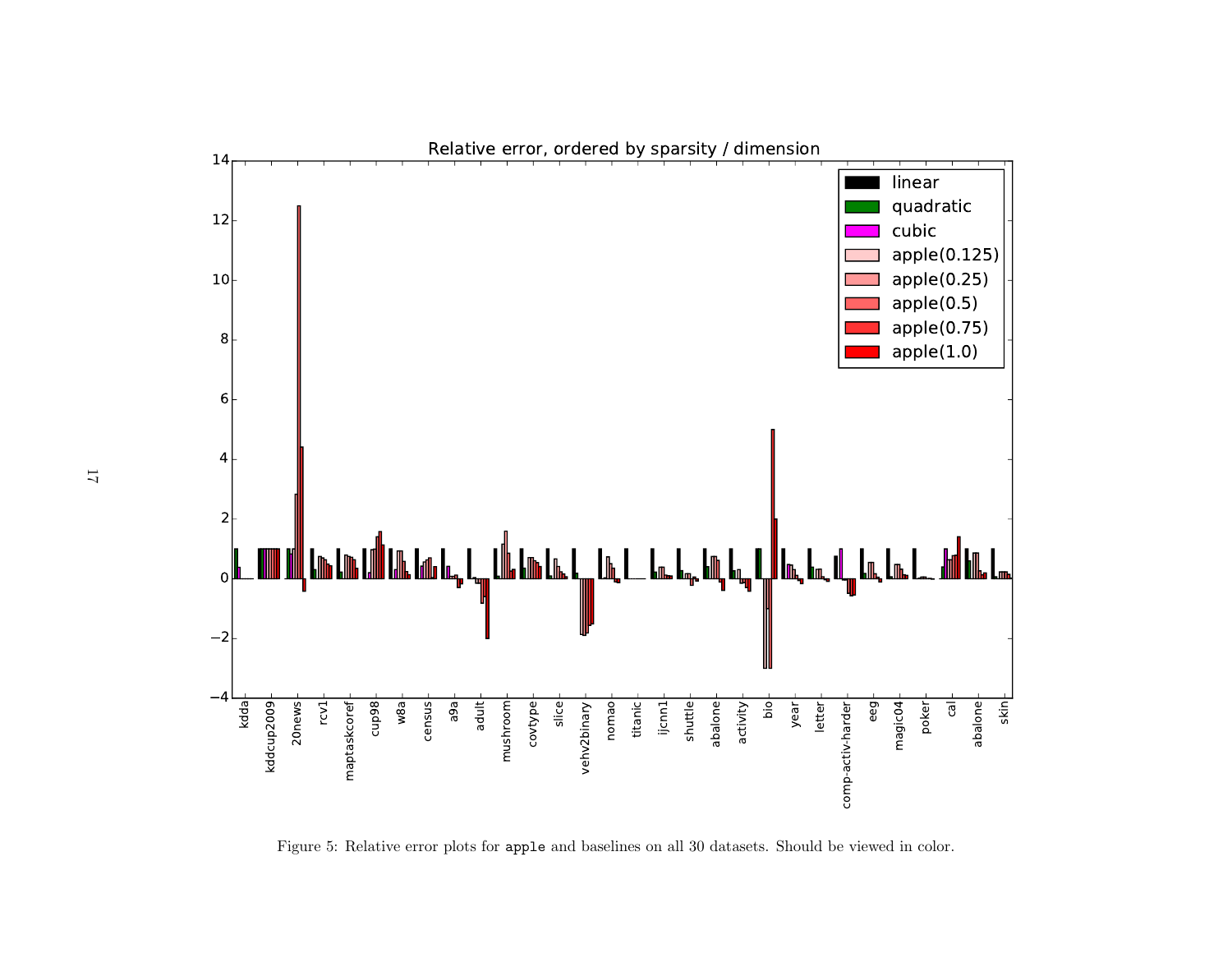Figure 5: Relative error plots for `apple` and baselines on all 30 datasets. Should be viewed in color.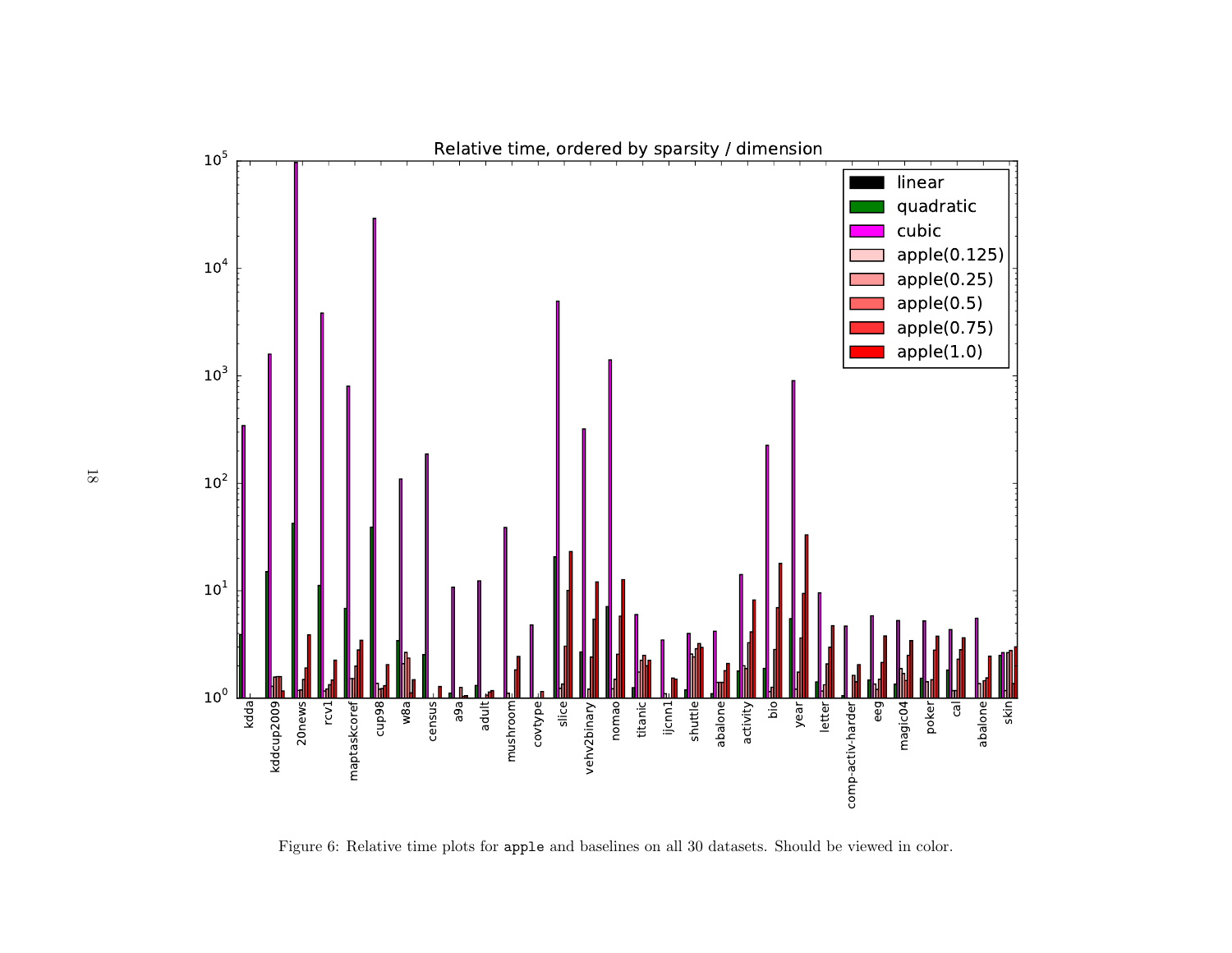Figure 6: Relative time plots for `apple` and baselines on all 30 datasets. Should be viewed in color.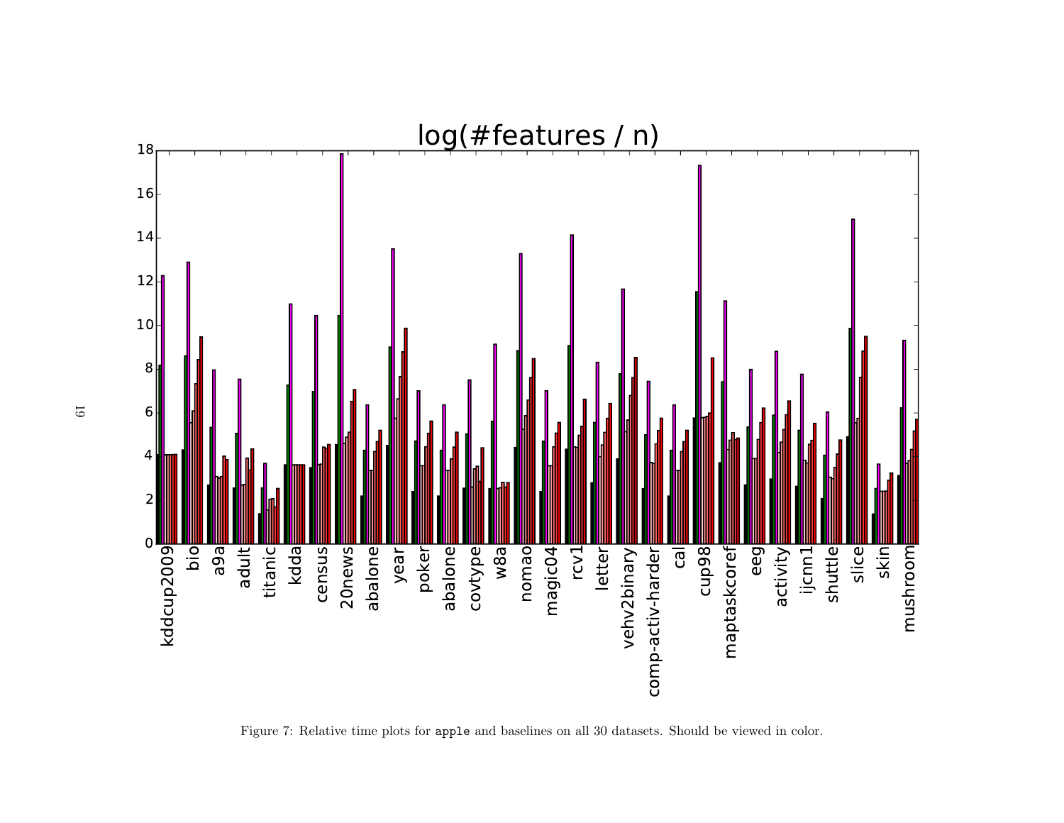Figure 7: Relative time plots for `apple` and baselines on all 30 datasets. Should be viewed in color.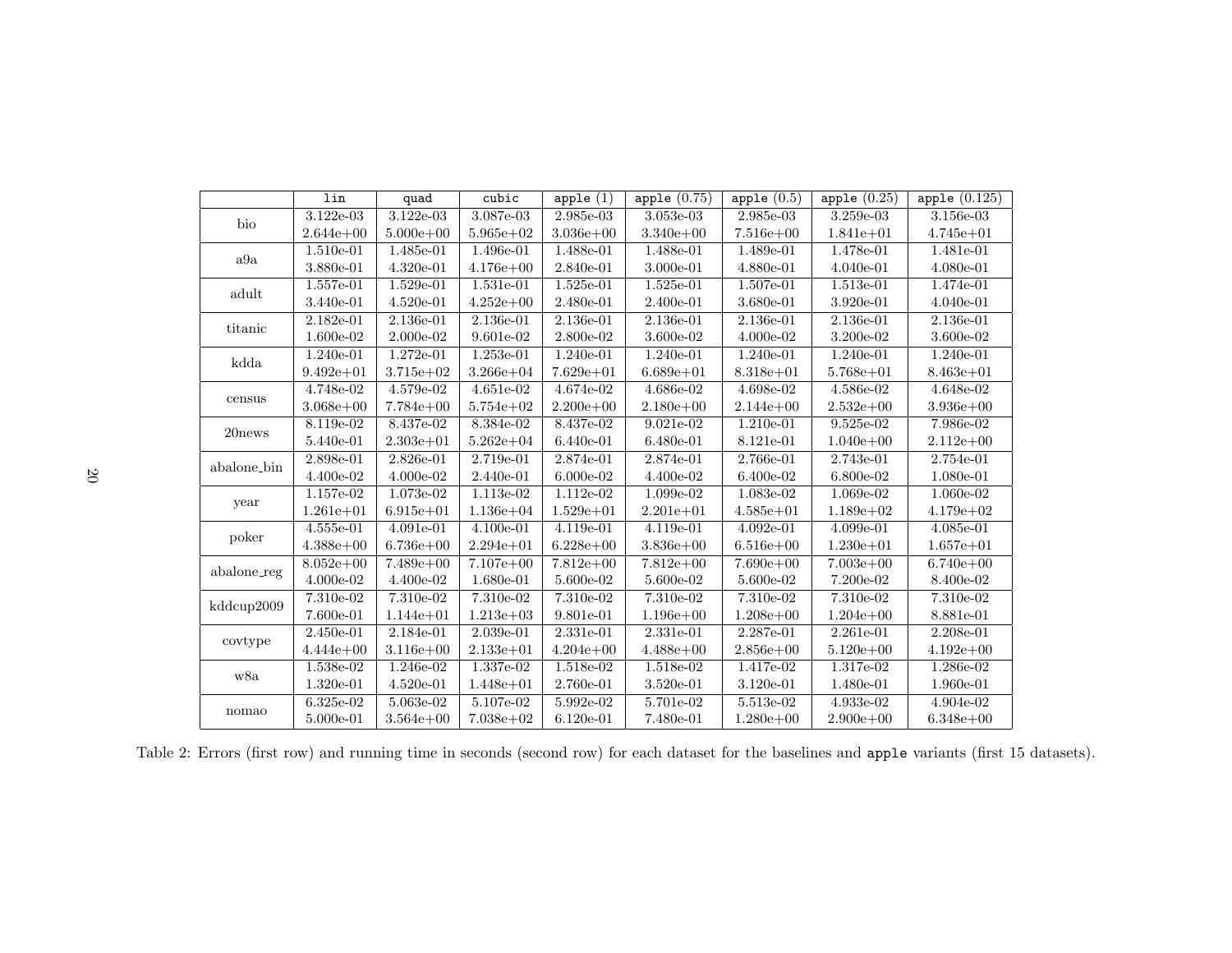| | lin | quad | cubic | apple (1) | apple (0.75) | apple (0.5) | apple (0.25) | apple (0.125) |
|---|---|---|---|---|---|---|---|---|
| bio | 3.122e-03 | 3.122e-03 | 3.087e-03 | 2.985e-03 | 3.053e-03 | 2.985e-03 | 3.259e-03 | 3.156e-03 |
| | 2.644e+00 | 5.000e+00 | 5.965e+02 | 3.036e+00 | 3.340e+00 | 7.516e+00 | 1.841e+01 | 4.745e+01 |
| a9a | 1.510e-01 | 1.485e-01 | 1.496e-01 | 1.488e-01 | 1.488e-01 | 1.489e-01 | 1.478e-01 | 1.481e-01 |
| | 3.880e-01 | 4.320e-01 | 4.176e+00 | 2.840e-01 | 3.000e-01 | 4.880e-01 | 4.040e-01 | 4.080e-01 |
| adult | 1.557e-01 | 1.529e-01 | 1.531e-01 | 1.525e-01 | 1.525e-01 | 1.507e-01 | 1.513e-01 | 1.474e-01 |
| | 3.440e-01 | 4.520e-01 | 4.252e+00 | 2.480e-01 | 2.400e-01 | 3.680e-01 | 3.920e-01 | 4.040e-01 |
| titanic | 2.182e-01 | 2.136e-01 | 2.136e-01 | 2.136e-01 | 2.136e-01 | 2.136e-01 | 2.136e-01 | 2.136e-01 |
| | 1.600e-02 | 2.000e-02 | 9.601e-02 | 2.800e-02 | 3.600e-02 | 4.000e-02 | 3.200e-02 | 3.600e-02 |
| kdda | 1.240e-01 | 1.272e-01 | 1.253e-01 | 1.240e-01 | 1.240e-01 | 1.240e-01 | 1.240e-01 | 1.240e-01 |
| | 9.492e+01 | 3.715e+02 | 3.266e+04 | 7.629e+01 | 6.689e+01 | 8.318e+01 | 5.768e+01 | 8.463e+01 |
| census | 4.748e-02 | 4.579e-02 | 4.651e-02 | 4.674e-02 | 4.686e-02 | 4.698e-02 | 4.586e-02 | 4.648e-02 |
| | 3.068e+00 | 7.784e+00 | 5.754e+02 | 2.200e+00 | 2.180e+00 | 2.144e+00 | 2.532e+00 | 3.936e+00 |
| 20news | 8.119e-02 | 8.437e-02 | 8.384e-02 | 8.437e-02 | 9.021e-02 | 1.210e-01 | 9.525e-02 | 7.986e-02 |
| | 5.440e-01 | 2.303e+01 | 5.262e+04 | 6.440e-01 | 6.480e-01 | 8.121e-01 | 1.040e+00 | 2.112e+00 |
| abalone_bin | 2.898e-01 | 2.826e-01 | 2.719e-01 | 2.874e-01 | 2.874e-01 | 2.766e-01 | 2.743e-01 | 2.754e-01 |
| | 4.400e-02 | 4.000e-02 | 2.440e-01 | 6.000e-02 | 4.400e-02 | 6.400e-02 | 6.800e-02 | 1.080e-01 |
| year | 1.157e-02 | 1.073e-02 | 1.113e-02 | 1.112e-02 | 1.099e-02 | 1.083e-02 | 1.069e-02 | 1.060e-02 |
| | 1.261e+01 | 6.915e+01 | 1.136e+04 | 1.529e+01 | 2.201e+01 | 4.585e+01 | 1.189e+02 | 4.179e+02 |
| poker | 4.555e-01 | 4.091e-01 | 4.100e-01 | 4.119e-01 | 4.119e-01 | 4.092e-01 | 4.099e-01 | 4.085e-01 |
| | 4.388e+00 | 6.736e+00 | 2.294e+01 | 6.228e+00 | 3.836e+00 | 6.516e+00 | 1.230e+01 | 1.657e+01 |
| abalone_reg | 8.052e+00 | 7.489e+00 | 7.107e+00 | 7.812e+00 | 7.812e+00 | 7.690e+00 | 7.003e+00 | 6.740e+00 |
| | 4.000e-02 | 4.400e-02 | 1.680e-01 | 5.600e-02 | 5.600e-02 | 5.600e-02 | 7.200e-02 | 8.400e-02 |
| kddcup2009 | 7.310e-02 | 7.310e-02 | 7.310e-02 | 7.310e-02 | 7.310e-02 | 7.310e-02 | 7.310e-02 | 7.310e-02 |
| | 7.600e-01 | 1.144e+01 | 1.213e+03 | 9.801e-01 | 1.196e+00 | 1.208e+00 | 1.204e+00 | 8.881e-01 |
| covtype | 2.450e-01 | 2.184e-01 | 2.039e-01 | 2.331e-01 | 2.331e-01 | 2.287e-01 | 2.261e-01 | 2.208e-01 |
| | 4.444e+00 | 3.116e+00 | 2.133e+01 | 4.204e+00 | 4.488e+00 | 2.856e+00 | 5.120e+00 | 4.192e+00 |
| w8a | 1.538e-02 | 1.246e-02 | 1.337e-02 | 1.518e-02 | 1.518e-02 | 1.417e-02 | 1.317e-02 | 1.286e-02 |
| | 1.320e-01 | 4.520e-01 | 1.448e+01 | 2.760e-01 | 3.520e-01 | 3.120e-01 | 1.480e-01 | 1.960e-01 |
| nomao | 6.325e-02 | 5.063e-02 | 5.107e-02 | 5.992e-02 | 5.701e-02 | 5.513e-02 | 4.933e-02 | 4.904e-02 |
| | 5.000e-01 | 3.564e+00 | 7.038e+02 | 6.120e-01 | 7.480e-01 | 1.280e+00 | 2.900e+00 | 6.348e+00 |

Table 2: Errors (first row) and running time in seconds (second row) for each dataset for the baselines and apple variants (first 15 datasets).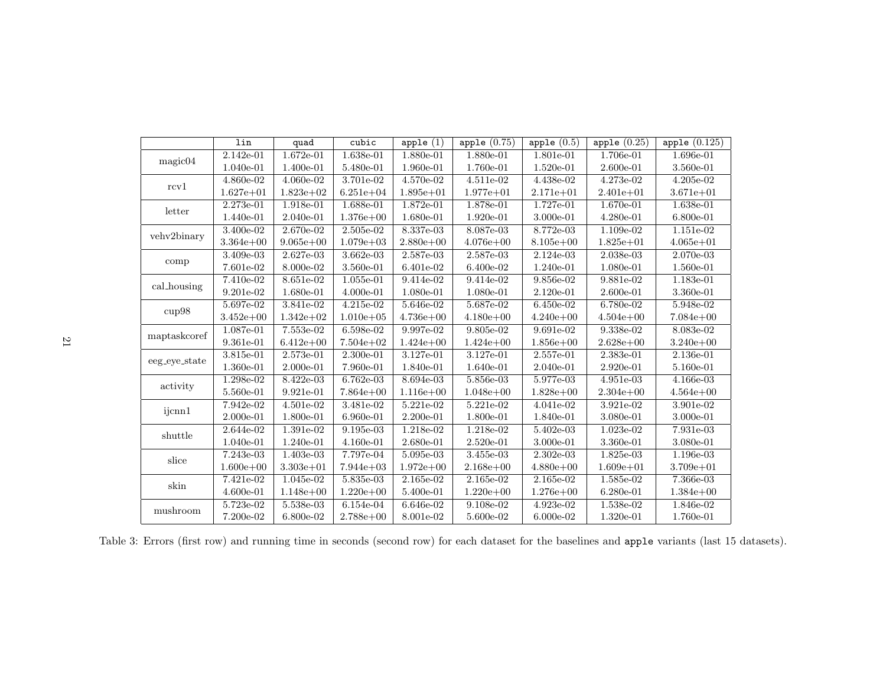| | `lin` | `quad` | `cubic` | `apple` (1) | `apple` (0.75) | `apple` (0.5) | `apple` (0.25) | `apple` (0.125) |
|---|---|---|---|---|---|---|---|---|
| magic04 | 2.142e-01 | 1.672e-01 | 1.638e-01 | 1.880e-01 | 1.880e-01 | 1.801e-01 | 1.706e-01 | 1.696e-01 |
| | 1.040e-01 | 1.400e-01 | 5.480e-01 | 1.960e-01 | 1.760e-01 | 1.520e-01 | 2.600e-01 | 3.560e-01 |
| rcv1 | 4.860e-02 | 4.060e-02 | 3.701e-02 | 4.570e-02 | 4.511e-02 | 4.438e-02 | 4.273e-02 | 4.205e-02 |
| | 1.627e+01 | 1.823e+02 | 6.251e+04 | 1.895e+01 | 1.977e+01 | 2.171e+01 | 2.401e+01 | 3.671e+01 |
| letter | 2.273e-01 | 1.918e-01 | 1.688e-01 | 1.872e-01 | 1.878e-01 | 1.727e-01 | 1.670e-01 | 1.638e-01 |
| | 1.440e-01 | 2.040e-01 | 1.376e+00 | 1.680e-01 | 1.920e-01 | 3.000e-01 | 4.280e-01 | 6.800e-01 |
| vehv2binary | 3.400e-02 | 2.670e-02 | 2.505e-02 | 8.337e-03 | 8.087e-03 | 8.772e-03 | 1.109e-02 | 1.151e-02 |
| | 3.364e+00 | 9.065e+00 | 1.079e+03 | 2.880e+00 | 4.076e+00 | 8.105e+00 | 1.825e+01 | 4.065e+01 |
| comp | 3.409e-03 | 2.627e-03 | 3.662e-03 | 2.587e-03 | 2.587e-03 | 2.124e-03 | 2.038e-03 | 2.070e-03 |
| | 7.601e-02 | 8.000e-02 | 3.560e-01 | 6.401e-02 | 6.400e-02 | 1.240e-01 | 1.080e-01 | 1.560e-01 |
| cal_housing | 7.410e-02 | 8.651e-02 | 1.055e-01 | 9.414e-02 | 9.414e-02 | 9.856e-02 | 9.881e-02 | 1.183e-01 |
| | 9.201e-02 | 1.680e-01 | 4.000e-01 | 1.080e-01 | 1.080e-01 | 2.120e-01 | 2.600e-01 | 3.360e-01 |
| cup98 | 5.697e-02 | 3.841e-02 | 4.215e-02 | 5.646e-02 | 5.687e-02 | 6.450e-02 | 6.780e-02 | 5.948e-02 |
| | 3.452e+00 | 1.342e+02 | 1.010e+05 | 4.736e+00 | 4.180e+00 | 4.240e+00 | 4.504e+00 | 7.084e+00 |
| maptaskcoref | 1.087e-01 | 7.553e-02 | 6.598e-02 | 9.997e-02 | 9.805e-02 | 9.691e-02 | 9.338e-02 | 8.083e-02 |
| | 9.361e-01 | 6.412e+00 | 7.504e+02 | 1.424e+00 | 1.424e+00 | 1.856e+00 | 2.628e+00 | 3.240e+00 |
| eeg_eye_state | 3.815e-01 | 2.573e-01 | 2.300e-01 | 3.127e-01 | 3.127e-01 | 2.557e-01 | 2.383e-01 | 2.136e-01 |
| | 1.360e-01 | 2.000e-01 | 7.960e-01 | 1.840e-01 | 1.640e-01 | 2.040e-01 | 2.920e-01 | 5.160e-01 |
| activity | 1.298e-02 | 8.422e-03 | 6.762e-03 | 8.694e-03 | 5.856e-03 | 5.977e-03 | 4.951e-03 | 4.166e-03 |
| | 5.560e-01 | 9.921e-01 | 7.864e+00 | 1.116e+00 | 1.048e+00 | 1.828e+00 | 2.304e+00 | 4.564e+00 |
| ijcnn1 | 7.942e-02 | 4.501e-02 | 3.481e-02 | 5.221e-02 | 5.221e-02 | 4.041e-02 | 3.921e-02 | 3.901e-02 |
| | 2.000e-01 | 1.800e-01 | 6.960e-01 | 2.200e-01 | 1.800e-01 | 1.840e-01 | 3.080e-01 | 3.000e-01 |
| shuttle | 2.644e-02 | 1.391e-02 | 9.195e-03 | 1.218e-02 | 1.218e-02 | 5.402e-03 | 1.023e-02 | 7.931e-03 |
| | 1.040e-01 | 1.240e-01 | 4.160e-01 | 2.680e-01 | 2.520e-01 | 3.000e-01 | 3.360e-01 | 3.080e-01 |
| slice | 7.243e-03 | 1.403e-03 | 7.797e-04 | 5.095e-03 | 3.455e-03 | 2.302e-03 | 1.825e-03 | 1.196e-03 |
| | 1.600e+00 | 3.303e+01 | 7.944e+03 | 1.972e+00 | 2.168e+00 | 4.880e+00 | 1.609e+01 | 3.709e+01 |
| skin | 7.421e-02 | 1.045e-02 | 5.835e-03 | 2.165e-02 | 2.165e-02 | 2.165e-02 | 1.585e-02 | 7.366e-03 |
| | 4.600e-01 | 1.148e+00 | 1.220e+00 | 5.400e-01 | 1.220e+00 | 1.276e+00 | 6.280e-01 | 1.384e+00 |
| mushroom | 5.723e-02 | 5.538e-03 | 6.154e-04 | 6.646e-02 | 9.108e-02 | 4.923e-02 | 1.538e-02 | 1.846e-02 |
| | 7.200e-02 | 6.800e-02 | 2.788e+00 | 8.001e-02 | 5.600e-02 | 6.000e-02 | 1.320e-01 | 1.760e-01 |

Table 3: Errors (first row) and running time in seconds (second row) for each dataset for the baselines and `apple` variants (last 15 datasets).